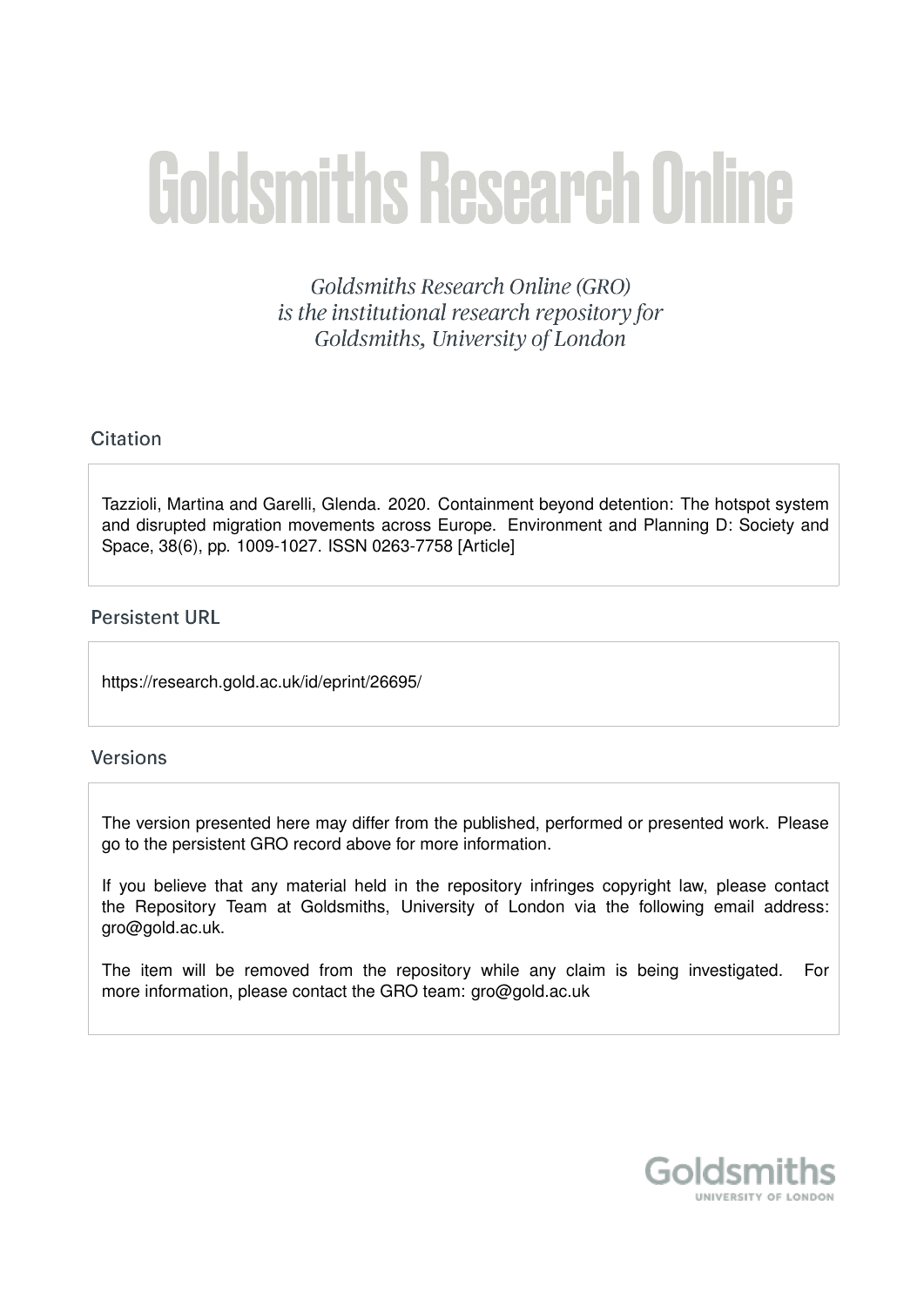# Goldsmiths Research Online

*Goldsmiths Research Online (GRO) is the institutional research repository for Goldsmiths, University of London*

## Citation

Tazzioli, Martina and Garelli, Glenda. 2020. Containment beyond detention: The hotspot system and disrupted migration movements across Europe. Environment and Planning D: Society and Space, 38(6), pp. 1009-1027. ISSN 0263-7758 [Article]

## Persistent URL

https://research.gold.ac.uk/id/eprint/26695/

## Versions

The version presented here may differ from the published, performed or presented work. Please go to the persistent GRO record above for more information.

If you believe that any material held in the repository infringes copyright law, please contact the Repository Team at Goldsmiths, University of London via the following email address: gro@gold.ac.uk.

The item will be removed from the repository while any claim is being investigated. For more information, please contact the GRO team: gro@gold.ac.uk

Goldsmiths
UNIVERSITY OF LONDON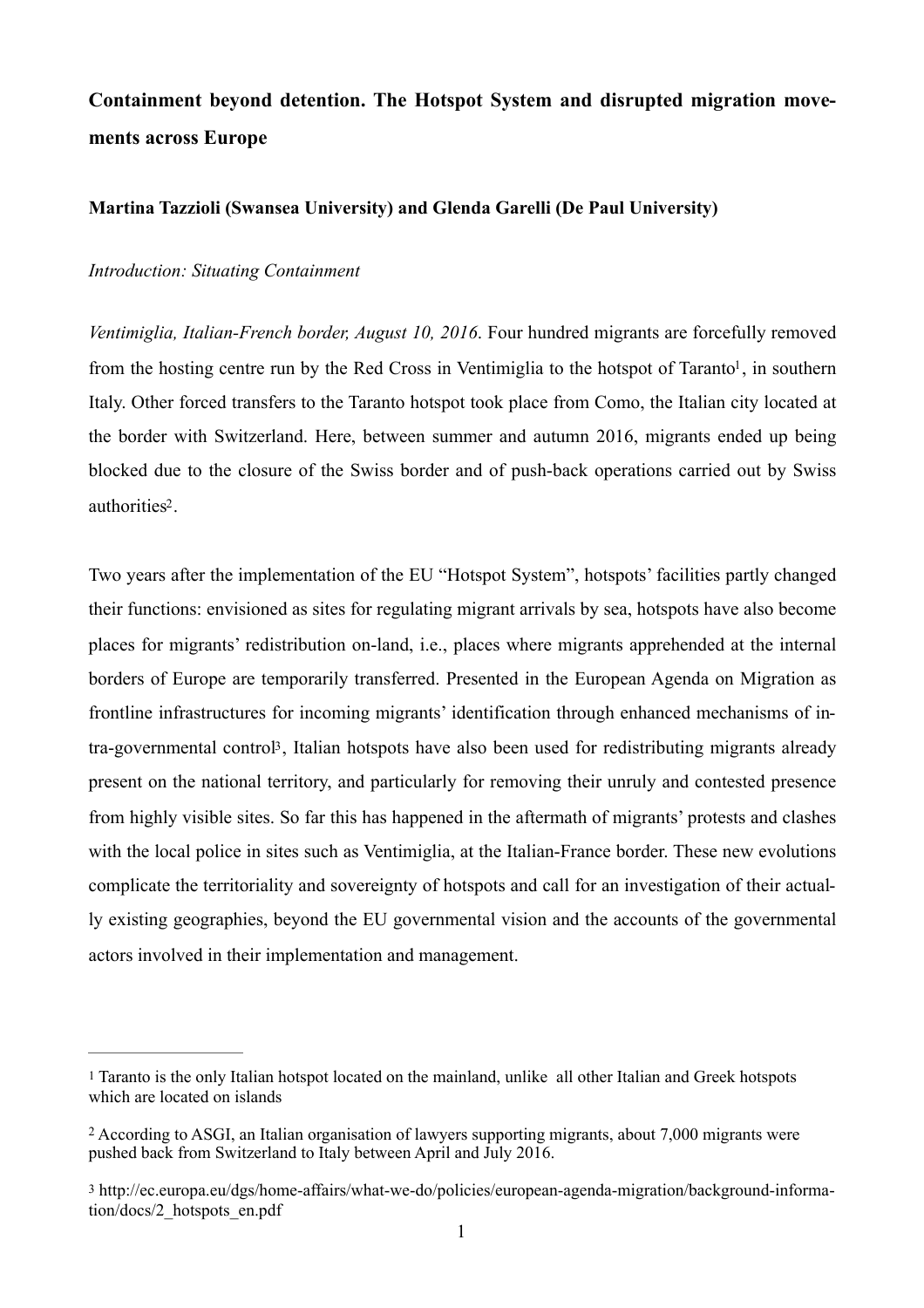**Containment beyond detention. The Hotspot System and disrupted migration movements across Europe**

**Martina Tazzioli (Swansea University) and Glenda Garelli (De Paul University)**

*Introduction: Situating Containment*

*Ventimiglia, Italian-French border, August 10, 2016*. Four hundred migrants are forcefully removed from the hosting centre run by the Red Cross in Ventimiglia to the hotspot of Taranto[1], in southern Italy. Other forced transfers to the Taranto hotspot took place from Como, the Italian city located at the border with Switzerland. Here, between summer and autumn 2016, migrants ended up being blocked due to the closure of the Swiss border and of push-back operations carried out by Swiss authorities[2].

Two years after the implementation of the EU "Hotspot System", hotspots' facilities partly changed their functions: envisioned as sites for regulating migrant arrivals by sea, hotspots have also become places for migrants' redistribution on-land, i.e., places where migrants apprehended at the internal borders of Europe are temporarily transferred. Presented in the European Agenda on Migration as frontline infrastructures for incoming migrants' identification through enhanced mechanisms of intra-governmental control[3], Italian hotspots have also been used for redistributing migrants already present on the national territory, and particularly for removing their unruly and contested presence from highly visible sites. So far this has happened in the aftermath of migrants' protests and clashes with the local police in sites such as Ventimiglia, at the Italian-France border. These new evolutions complicate the territoriality and sovereignty of hotspots and call for an investigation of their actually existing geographies, beyond the EU governmental vision and the accounts of the governmental actors involved in their implementation and management.

---

[1] Taranto is the only Italian hotspot located on the mainland, unlike all other Italian and Greek hotspots which are located on islands

[2] According to ASGI, an Italian organisation of lawyers supporting migrants, about 7,000 migrants were pushed back from Switzerland to Italy between April and July 2016.

[3] http://ec.europa.eu/dgs/home-affairs/what-we-do/policies/european-agenda-migration/background-information/docs/2_hotspots_en.pdf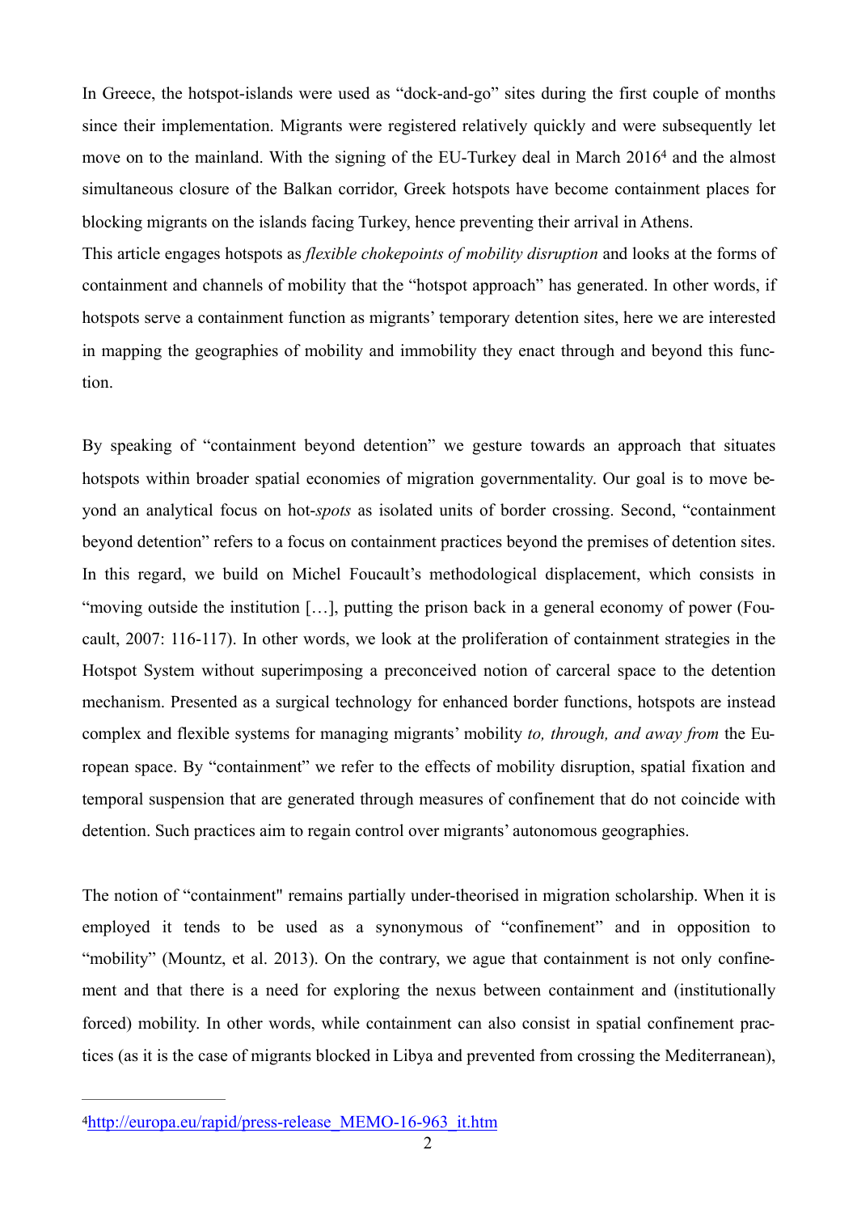In Greece, the hotspot-islands were used as "dock-and-go" sites during the first couple of months since their implementation. Migrants were registered relatively quickly and were subsequently let move on to the mainland. With the signing of the EU-Turkey deal in March 2016[4] and the almost simultaneous closure of the Balkan corridor, Greek hotspots have become containment places for blocking migrants on the islands facing Turkey, hence preventing their arrival in Athens.

This article engages hotspots as *flexible chokepoints of mobility disruption* and looks at the forms of containment and channels of mobility that the "hotspot approach" has generated. In other words, if hotspots serve a containment function as migrants' temporary detention sites, here we are interested in mapping the geographies of mobility and immobility they enact through and beyond this function.

By speaking of "containment beyond detention" we gesture towards an approach that situates hotspots within broader spatial economies of migration governmentality. Our goal is to move beyond an analytical focus on hot-*spots* as isolated units of border crossing. Second, "containment beyond detention" refers to a focus on containment practices beyond the premises of detention sites. In this regard, we build on Michel Foucault's methodological displacement, which consists in "moving outside the institution […], putting the prison back in a general economy of power (Foucault, 2007: 116-117). In other words, we look at the proliferation of containment strategies in the Hotspot System without superimposing a preconceived notion of carceral space to the detention mechanism. Presented as a surgical technology for enhanced border functions, hotspots are instead complex and flexible systems for managing migrants' mobility *to, through, and away from* the European space. By "containment" we refer to the effects of mobility disruption, spatial fixation and temporal suspension that are generated through measures of confinement that do not coincide with detention. Such practices aim to regain control over migrants' autonomous geographies.

The notion of "containment" remains partially under-theorised in migration scholarship. When it is employed it tends to be used as a synonymous of "confinement" and in opposition to "mobility" (Mountz, et al. 2013). On the contrary, we ague that containment is not only confinement and that there is a need for exploring the nexus between containment and (institutionally forced) mobility. In other words, while containment can also consist in spatial confinement practices (as it is the case of migrants blocked in Libya and prevented from crossing the Mediterranean),

---

[4] http://europa.eu/rapid/press-release_MEMO-16-963_it.htm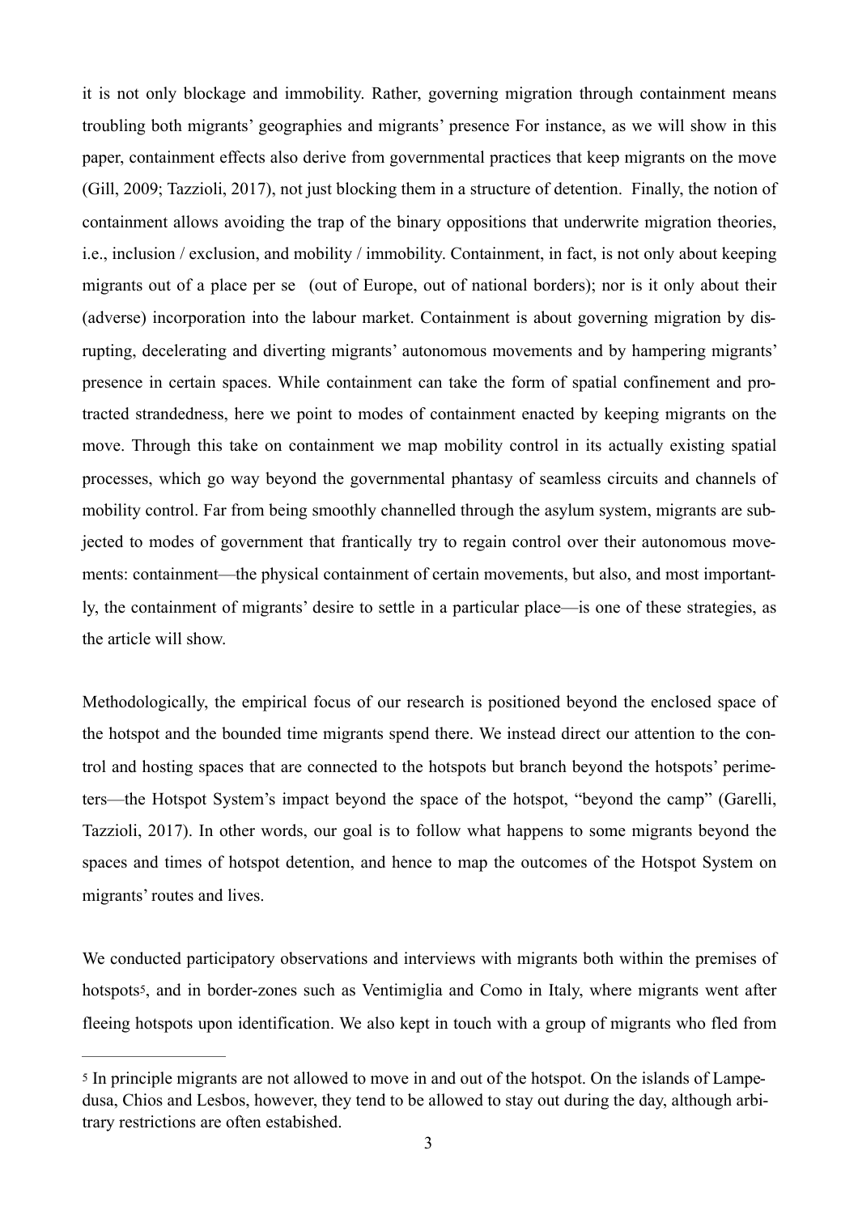it is not only blockage and immobility. Rather, governing migration through containment means troubling both migrants' geographies and migrants' presence For instance, as we will show in this paper, containment effects also derive from governmental practices that keep migrants on the move (Gill, 2009; Tazzioli, 2017), not just blocking them in a structure of detention. Finally, the notion of containment allows avoiding the trap of the binary oppositions that underwrite migration theories, i.e., inclusion / exclusion, and mobility / immobility. Containment, in fact, is not only about keeping migrants out of a place per se (out of Europe, out of national borders); nor is it only about their (adverse) incorporation into the labour market. Containment is about governing migration by disrupting, decelerating and diverting migrants' autonomous movements and by hampering migrants' presence in certain spaces. While containment can take the form of spatial confinement and protracted strandedness, here we point to modes of containment enacted by keeping migrants on the move. Through this take on containment we map mobility control in its actually existing spatial processes, which go way beyond the governmental phantasy of seamless circuits and channels of mobility control. Far from being smoothly channelled through the asylum system, migrants are subjected to modes of government that frantically try to regain control over their autonomous movements: containment—the physical containment of certain movements, but also, and most importantly, the containment of migrants' desire to settle in a particular place—is one of these strategies, as the article will show.

Methodologically, the empirical focus of our research is positioned beyond the enclosed space of the hotspot and the bounded time migrants spend there. We instead direct our attention to the control and hosting spaces that are connected to the hotspots but branch beyond the hotspots' perimeters—the Hotspot System's impact beyond the space of the hotspot, "beyond the camp" (Garelli, Tazzioli, 2017). In other words, our goal is to follow what happens to some migrants beyond the spaces and times of hotspot detention, and hence to map the outcomes of the Hotspot System on migrants' routes and lives.

We conducted participatory observations and interviews with migrants both within the premises of hotspots[5], and in border-zones such as Ventimiglia and Como in Italy, where migrants went after fleeing hotspots upon identification. We also kept in touch with a group of migrants who fled from

---

[5] In principle migrants are not allowed to move in and out of the hotspot. On the islands of Lampedusa, Chios and Lesbos, however, they tend to be allowed to stay out during the day, although arbitrary restrictions are often estabished.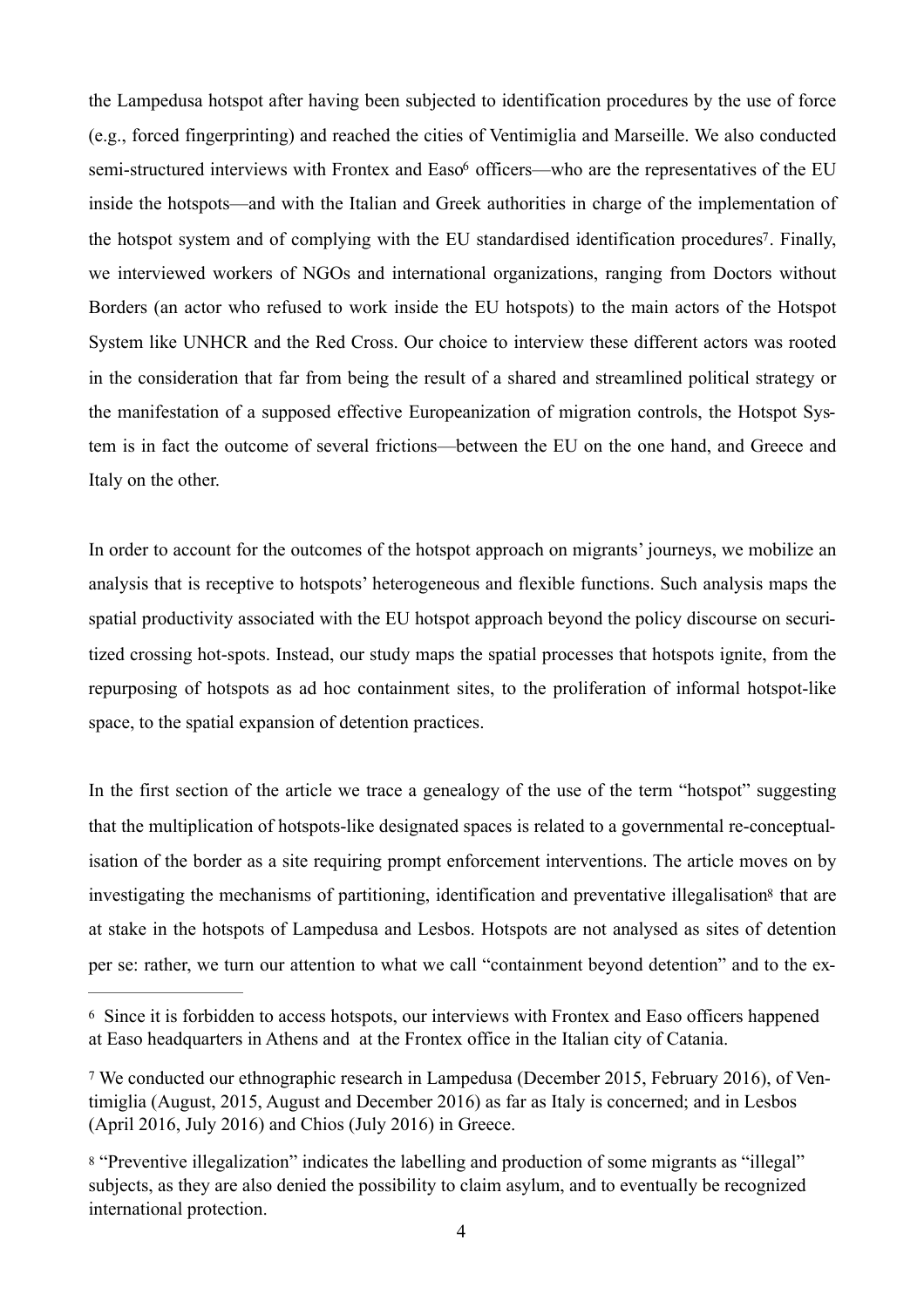the Lampedusa hotspot after having been subjected to identification procedures by the use of force (e.g., forced fingerprinting) and reached the cities of Ventimiglia and Marseille. We also conducted semi-structured interviews with Frontex and Easo[6] officers—who are the representatives of the EU inside the hotspots—and with the Italian and Greek authorities in charge of the implementation of the hotspot system and of complying with the EU standardised identification procedures[7]. Finally, we interviewed workers of NGOs and international organizations, ranging from Doctors without Borders (an actor who refused to work inside the EU hotspots) to the main actors of the Hotspot System like UNHCR and the Red Cross. Our choice to interview these different actors was rooted in the consideration that far from being the result of a shared and streamlined political strategy or the manifestation of a supposed effective Europeanization of migration controls, the Hotspot System is in fact the outcome of several frictions—between the EU on the one hand, and Greece and Italy on the other.

In order to account for the outcomes of the hotspot approach on migrants' journeys, we mobilize an analysis that is receptive to hotspots' heterogeneous and flexible functions. Such analysis maps the spatial productivity associated with the EU hotspot approach beyond the policy discourse on securitized crossing hot-spots. Instead, our study maps the spatial processes that hotspots ignite, from the repurposing of hotspots as ad hoc containment sites, to the proliferation of informal hotspot-like space, to the spatial expansion of detention practices.

In the first section of the article we trace a genealogy of the use of the term "hotspot" suggesting that the multiplication of hotspots-like designated spaces is related to a governmental re-conceptualisation of the border as a site requiring prompt enforcement interventions. The article moves on by investigating the mechanisms of partitioning, identification and preventative illegalisation[8] that are at stake in the hotspots of Lampedusa and Lesbos. Hotspots are not analysed as sites of detention per se: rather, we turn our attention to what we call "containment beyond detention" and to the ex-

---

[6] Since it is forbidden to access hotspots, our interviews with Frontex and Easo officers happened at Easo headquarters in Athens and at the Frontex office in the Italian city of Catania.

[7] We conducted our ethnographic research in Lampedusa (December 2015, February 2016), of Ventimiglia (August, 2015, August and December 2016) as far as Italy is concerned; and in Lesbos (April 2016, July 2016) and Chios (July 2016) in Greece.

[8] "Preventive illegalization" indicates the labelling and production of some migrants as "illegal" subjects, as they are also denied the possibility to claim asylum, and to eventually be recognized international protection.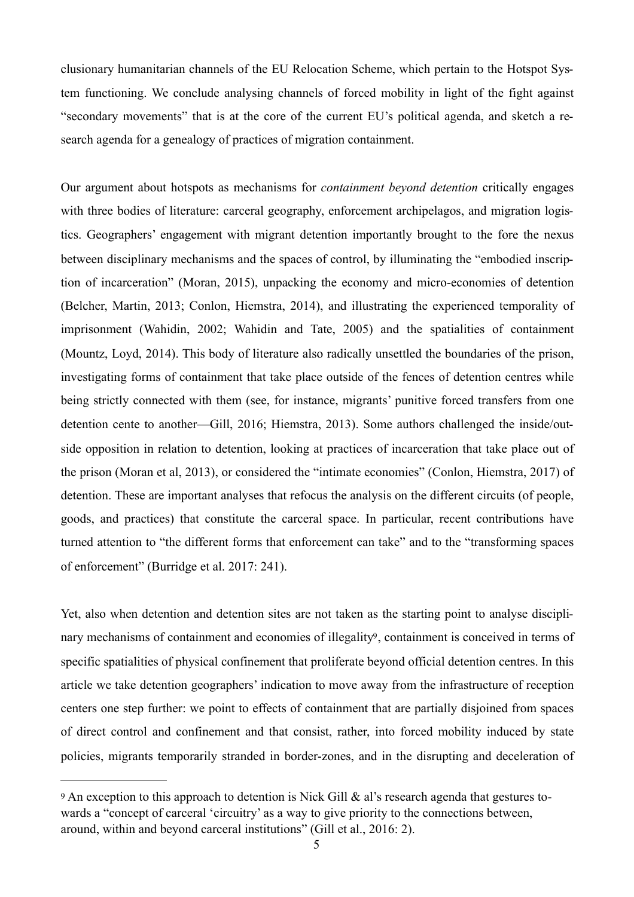clusionary humanitarian channels of the EU Relocation Scheme, which pertain to the Hotspot System functioning. We conclude analysing channels of forced mobility in light of the fight against "secondary movements" that is at the core of the current EU's political agenda, and sketch a research agenda for a genealogy of practices of migration containment.

Our argument about hotspots as mechanisms for *containment beyond detention* critically engages with three bodies of literature: carceral geography, enforcement archipelagos, and migration logistics. Geographers' engagement with migrant detention importantly brought to the fore the nexus between disciplinary mechanisms and the spaces of control, by illuminating the "embodied inscription of incarceration" (Moran, 2015), unpacking the economy and micro-economies of detention (Belcher, Martin, 2013; Conlon, Hiemstra, 2014), and illustrating the experienced temporality of imprisonment (Wahidin, 2002; Wahidin and Tate, 2005) and the spatialities of containment (Mountz, Loyd, 2014). This body of literature also radically unsettled the boundaries of the prison, investigating forms of containment that take place outside of the fences of detention centres while being strictly connected with them (see, for instance, migrants' punitive forced transfers from one detention cente to another—Gill, 2016; Hiemstra, 2013). Some authors challenged the inside/outside opposition in relation to detention, looking at practices of incarceration that take place out of the prison (Moran et al, 2013), or considered the "intimate economies" (Conlon, Hiemstra, 2017) of detention. These are important analyses that refocus the analysis on the different circuits (of people, goods, and practices) that constitute the carceral space. In particular, recent contributions have turned attention to "the different forms that enforcement can take" and to the "transforming spaces of enforcement" (Burridge et al. 2017: 241).

Yet, also when detention and detention sites are not taken as the starting point to analyse disciplinary mechanisms of containment and economies of illegality[9], containment is conceived in terms of specific spatialities of physical confinement that proliferate beyond official detention centres. In this article we take detention geographers' indication to move away from the infrastructure of reception centers one step further: we point to effects of containment that are partially disjoined from spaces of direct control and confinement and that consist, rather, into forced mobility induced by state policies, migrants temporarily stranded in border-zones, and in the disrupting and deceleration of

[9] An exception to this approach to detention is Nick Gill & al's research agenda that gestures towards a "concept of carceral 'circuitry' as a way to give priority to the connections between, around, within and beyond carceral institutions" (Gill et al., 2016: 2).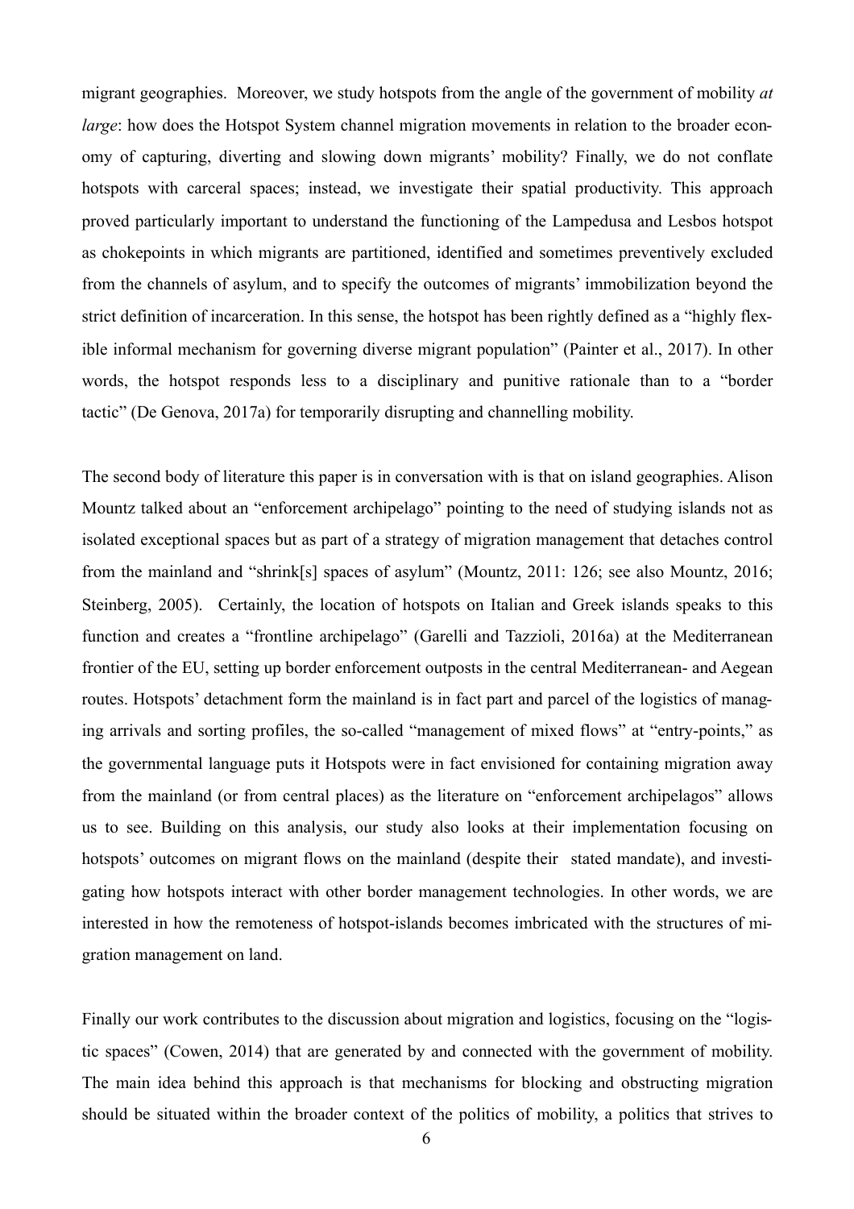migrant geographies. Moreover, we study hotspots from the angle of the government of mobility *at large*: how does the Hotspot System channel migration movements in relation to the broader economy of capturing, diverting and slowing down migrants' mobility? Finally, we do not conflate hotspots with carceral spaces; instead, we investigate their spatial productivity. This approach proved particularly important to understand the functioning of the Lampedusa and Lesbos hotspot as chokepoints in which migrants are partitioned, identified and sometimes preventively excluded from the channels of asylum, and to specify the outcomes of migrants' immobilization beyond the strict definition of incarceration. In this sense, the hotspot has been rightly defined as a "highly flexible informal mechanism for governing diverse migrant population" (Painter et al., 2017). In other words, the hotspot responds less to a disciplinary and punitive rationale than to a "border tactic" (De Genova, 2017a) for temporarily disrupting and channelling mobility.

The second body of literature this paper is in conversation with is that on island geographies. Alison Mountz talked about an "enforcement archipelago" pointing to the need of studying islands not as isolated exceptional spaces but as part of a strategy of migration management that detaches control from the mainland and "shrink[s] spaces of asylum" (Mountz, 2011: 126; see also Mountz, 2016; Steinberg, 2005). Certainly, the location of hotspots on Italian and Greek islands speaks to this function and creates a "frontline archipelago" (Garelli and Tazzioli, 2016a) at the Mediterranean frontier of the EU, setting up border enforcement outposts in the central Mediterranean- and Aegean routes. Hotspots' detachment form the mainland is in fact part and parcel of the logistics of managing arrivals and sorting profiles, the so-called "management of mixed flows" at "entry-points," as the governmental language puts it Hotspots were in fact envisioned for containing migration away from the mainland (or from central places) as the literature on "enforcement archipelagos" allows us to see. Building on this analysis, our study also looks at their implementation focusing on hotspots' outcomes on migrant flows on the mainland (despite their stated mandate), and investigating how hotspots interact with other border management technologies. In other words, we are interested in how the remoteness of hotspot-islands becomes imbricated with the structures of migration management on land.

Finally our work contributes to the discussion about migration and logistics, focusing on the "logistic spaces" (Cowen, 2014) that are generated by and connected with the government of mobility. The main idea behind this approach is that mechanisms for blocking and obstructing migration should be situated within the broader context of the politics of mobility, a politics that strives to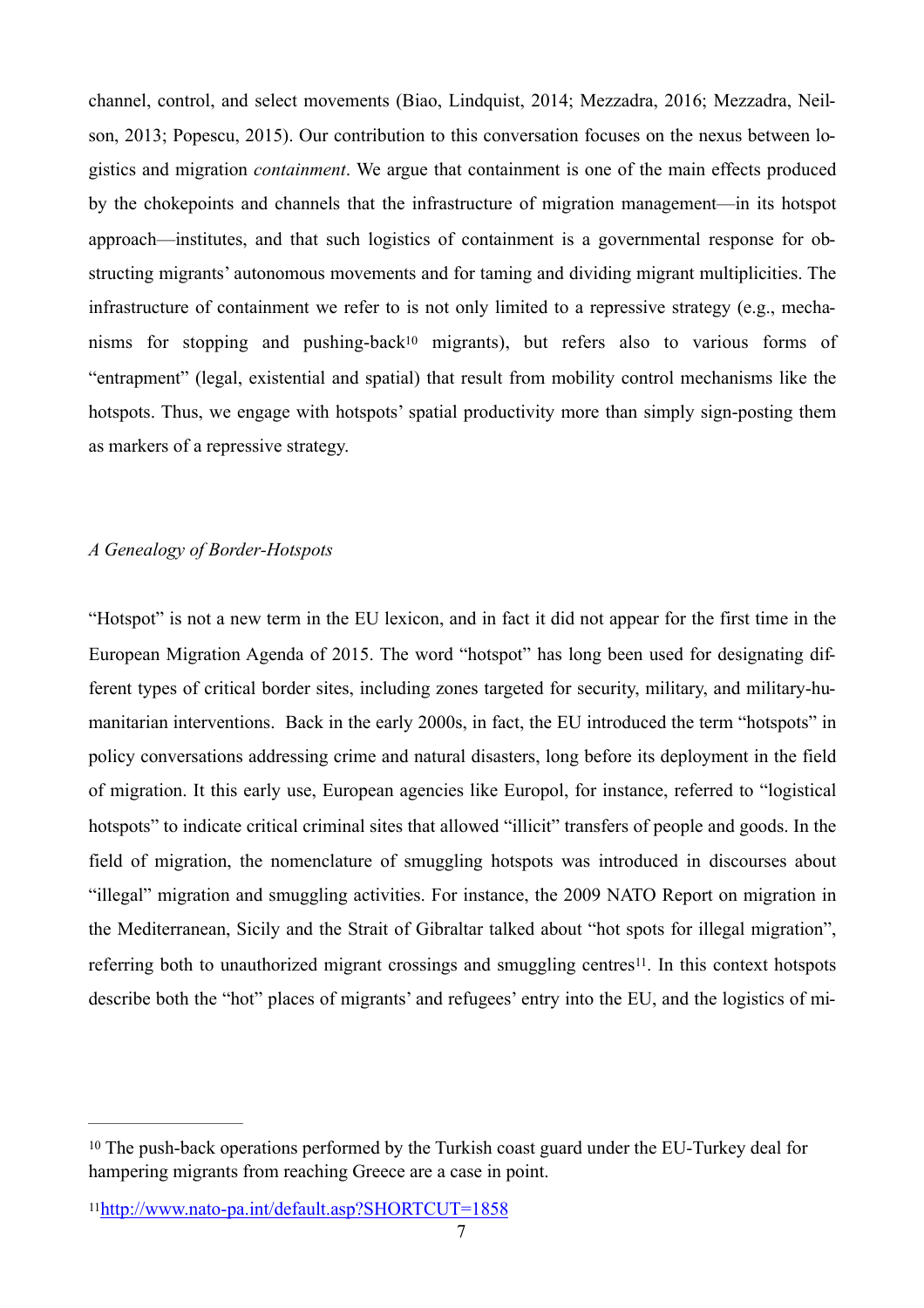channel, control, and select movements (Biao, Lindquist, 2014; Mezzadra, 2016; Mezzadra, Neilson, 2013; Popescu, 2015). Our contribution to this conversation focuses on the nexus between logistics and migration *containment*. We argue that containment is one of the main effects produced by the chokepoints and channels that the infrastructure of migration management—in its hotspot approach—institutes, and that such logistics of containment is a governmental response for obstructing migrants' autonomous movements and for taming and dividing migrant multiplicities. The infrastructure of containment we refer to is not only limited to a repressive strategy (e.g., mechanisms for stopping and pushing-back[10] migrants), but refers also to various forms of "entrapment" (legal, existential and spatial) that result from mobility control mechanisms like the hotspots. Thus, we engage with hotspots' spatial productivity more than simply sign-posting them as markers of a repressive strategy.

*A Genealogy of Border-Hotspots*

"Hotspot" is not a new term in the EU lexicon, and in fact it did not appear for the first time in the European Migration Agenda of 2015. The word "hotspot" has long been used for designating different types of critical border sites, including zones targeted for security, military, and military-humanitarian interventions. Back in the early 2000s, in fact, the EU introduced the term "hotspots" in policy conversations addressing crime and natural disasters, long before its deployment in the field of migration. It this early use, European agencies like Europol, for instance, referred to "logistical hotspots" to indicate critical criminal sites that allowed "illicit" transfers of people and goods. In the field of migration, the nomenclature of smuggling hotspots was introduced in discourses about "illegal" migration and smuggling activities. For instance, the 2009 NATO Report on migration in the Mediterranean, Sicily and the Strait of Gibraltar talked about "hot spots for illegal migration", referring both to unauthorized migrant crossings and smuggling centres[11]. In this context hotspots describe both the "hot" places of migrants' and refugees' entry into the EU, and the logistics of mi-

---

[10] The push-back operations performed by the Turkish coast guard under the EU-Turkey deal for hampering migrants from reaching Greece are a case in point.

[11] http://www.nato-pa.int/default.asp?SHORTCUT=1858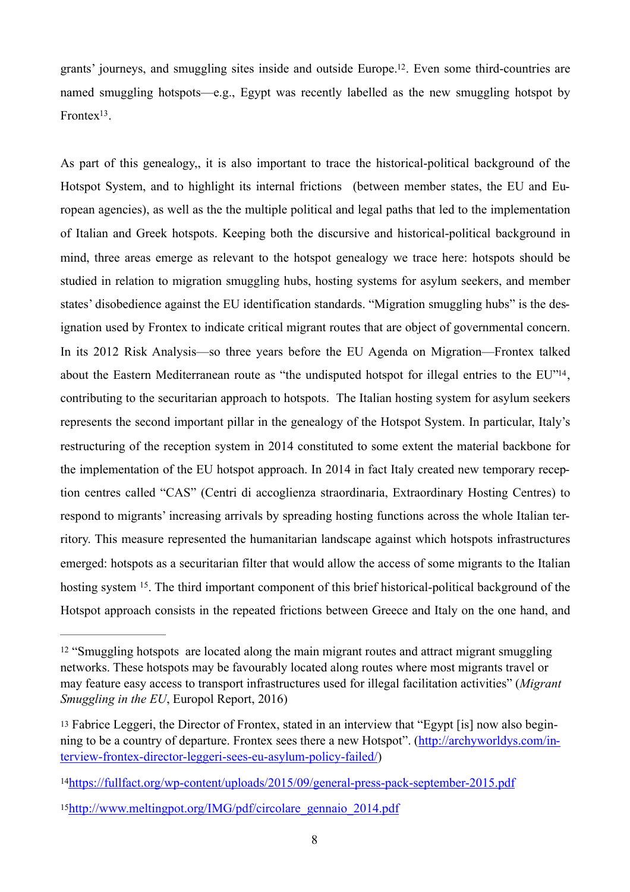grants' journeys, and smuggling sites inside and outside Europe.[12]. Even some third-countries are named smuggling hotspots—e.g., Egypt was recently labelled as the new smuggling hotspot by Frontex[13].

As part of this genealogy,, it is also important to trace the historical-political background of the Hotspot System, and to highlight its internal frictions  (between member states, the EU and European agencies), as well as the the multiple political and legal paths that led to the implementation of Italian and Greek hotspots. Keeping both the discursive and historical-political background in mind, three areas emerge as relevant to the hotspot genealogy we trace here: hotspots should be studied in relation to migration smuggling hubs, hosting systems for asylum seekers, and member states' disobedience against the EU identification standards. "Migration smuggling hubs" is the designation used by Frontex to indicate critical migrant routes that are object of governmental concern. In its 2012 Risk Analysis—so three years before the EU Agenda on Migration—Frontex talked about the Eastern Mediterranean route as "the undisputed hotspot for illegal entries to the EU"[14], contributing to the securitarian approach to hotspots.  The Italian hosting system for asylum seekers represents the second important pillar in the genealogy of the Hotspot System. In particular, Italy's restructuring of the reception system in 2014 constituted to some extent the material backbone for the implementation of the EU hotspot approach. In 2014 in fact Italy created new temporary reception centres called "CAS" (Centri di accoglienza straordinaria, Extraordinary Hosting Centres) to respond to migrants' increasing arrivals by spreading hosting functions across the whole Italian territory. This measure represented the humanitarian landscape against which hotspots infrastructures emerged: hotspots as a securitarian filter that would allow the access of some migrants to the Italian hosting system [15]. The third important component of this brief historical-political background of the Hotspot approach consists in the repeated frictions between Greece and Italy on the one hand, and

---

[12] "Smuggling hotspots  are located along the main migrant routes and attract migrant smuggling networks. These hotspots may be favourably located along routes where most migrants travel or may feature easy access to transport infrastructures used for illegal facilitation activities" (*Migrant Smuggling in the EU*, Europol Report, 2016)

[13] Fabrice Leggeri, the Director of Frontex, stated in an interview that "Egypt [is] now also beginning to be a country of departure. Frontex sees there a new Hotspot". (http://archyworldys.com/interview-frontex-director-leggeri-sees-eu-asylum-policy-failed/)

[14] https://fullfact.org/wp-content/uploads/2015/09/general-press-pack-september-2015.pdf

[15] http://www.meltingpot.org/IMG/pdf/circolare_gennaio_2014.pdf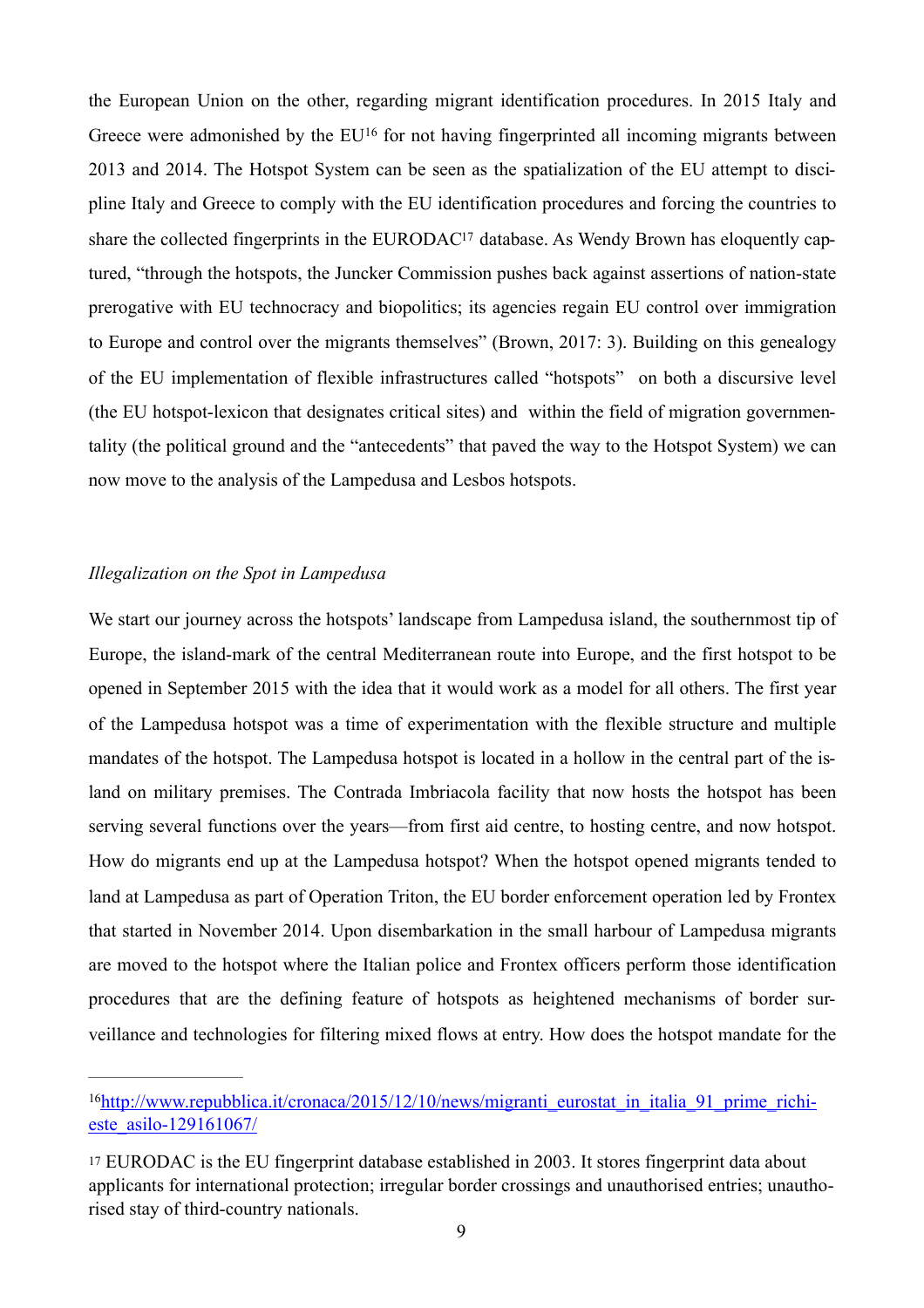the European Union on the other, regarding migrant identification procedures. In 2015 Italy and Greece were admonished by the EU[16] for not having fingerprinted all incoming migrants between 2013 and 2014. The Hotspot System can be seen as the spatialization of the EU attempt to discipline Italy and Greece to comply with the EU identification procedures and forcing the countries to share the collected fingerprints in the EURODAC[17] database. As Wendy Brown has eloquently captured, "through the hotspots, the Juncker Commission pushes back against assertions of nation-state prerogative with EU technocracy and biopolitics; its agencies regain EU control over immigration to Europe and control over the migrants themselves" (Brown, 2017: 3). Building on this genealogy of the EU implementation of flexible infrastructures called "hotspots" on both a discursive level (the EU hotspot-lexicon that designates critical sites) and within the field of migration governmentality (the political ground and the "antecedents" that paved the way to the Hotspot System) we can now move to the analysis of the Lampedusa and Lesbos hotspots.

*Illegalization on the Spot in Lampedusa*

We start our journey across the hotspots' landscape from Lampedusa island, the southernmost tip of Europe, the island-mark of the central Mediterranean route into Europe, and the first hotspot to be opened in September 2015 with the idea that it would work as a model for all others. The first year of the Lampedusa hotspot was a time of experimentation with the flexible structure and multiple mandates of the hotspot. The Lampedusa hotspot is located in a hollow in the central part of the island on military premises. The Contrada Imbriacola facility that now hosts the hotspot has been serving several functions over the years—from first aid centre, to hosting centre, and now hotspot. How do migrants end up at the Lampedusa hotspot? When the hotspot opened migrants tended to land at Lampedusa as part of Operation Triton, the EU border enforcement operation led by Frontex that started in November 2014. Upon disembarkation in the small harbour of Lampedusa migrants are moved to the hotspot where the Italian police and Frontex officers perform those identification procedures that are the defining feature of hotspots as heightened mechanisms of border surveillance and technologies for filtering mixed flows at entry. How does the hotspot mandate for the

---

[16] http://www.repubblica.it/cronaca/2015/12/10/news/migranti_eurostat_in_italia_91_prime_richieste_asilo-129161067/

[17] EURODAC is the EU fingerprint database established in 2003. It stores fingerprint data about applicants for international protection; irregular border crossings and unauthorised entries; unauthorised stay of third-country nationals.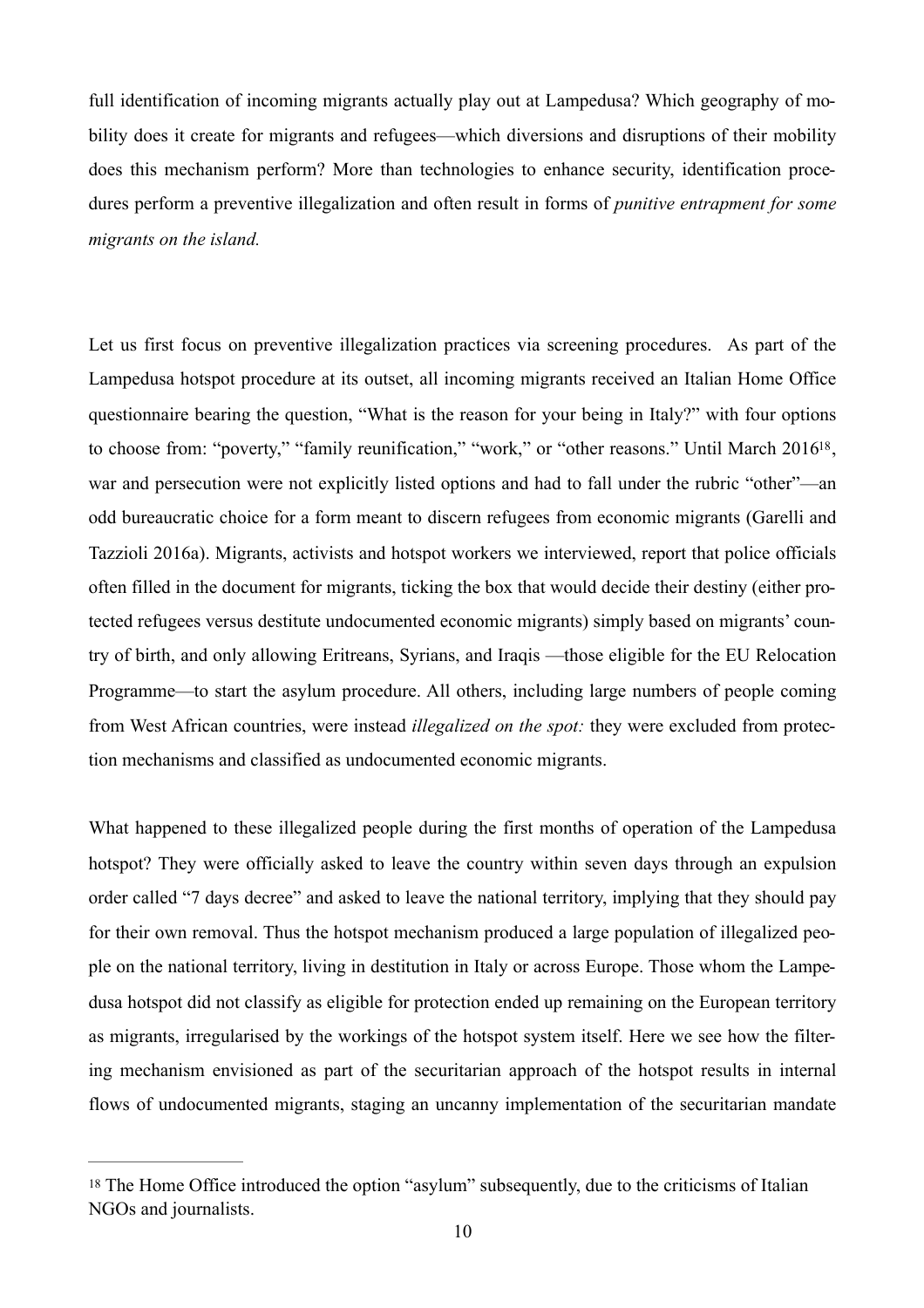full identification of incoming migrants actually play out at Lampedusa? Which geography of mobility does it create for migrants and refugees—which diversions and disruptions of their mobility does this mechanism perform? More than technologies to enhance security, identification procedures perform a preventive illegalization and often result in forms of *punitive entrapment for some migrants on the island.*

Let us first focus on preventive illegalization practices via screening procedures. As part of the Lampedusa hotspot procedure at its outset, all incoming migrants received an Italian Home Office questionnaire bearing the question, "What is the reason for your being in Italy?" with four options to choose from: "poverty," "family reunification," "work," or "other reasons." Until March 2016[18], war and persecution were not explicitly listed options and had to fall under the rubric "other"—an odd bureaucratic choice for a form meant to discern refugees from economic migrants (Garelli and Tazzioli 2016a). Migrants, activists and hotspot workers we interviewed, report that police officials often filled in the document for migrants, ticking the box that would decide their destiny (either protected refugees versus destitute undocumented economic migrants) simply based on migrants' country of birth, and only allowing Eritreans, Syrians, and Iraqis —those eligible for the EU Relocation Programme—to start the asylum procedure. All others, including large numbers of people coming from West African countries, were instead *illegalized on the spot:* they were excluded from protection mechanisms and classified as undocumented economic migrants.

What happened to these illegalized people during the first months of operation of the Lampedusa hotspot? They were officially asked to leave the country within seven days through an expulsion order called "7 days decree" and asked to leave the national territory, implying that they should pay for their own removal. Thus the hotspot mechanism produced a large population of illegalized people on the national territory, living in destitution in Italy or across Europe. Those whom the Lampedusa hotspot did not classify as eligible for protection ended up remaining on the European territory as migrants, irregularised by the workings of the hotspot system itself. Here we see how the filtering mechanism envisioned as part of the securitarian approach of the hotspot results in internal flows of undocumented migrants, staging an uncanny implementation of the securitarian mandate

---

[18] The Home Office introduced the option "asylum" subsequently, due to the criticisms of Italian NGOs and journalists.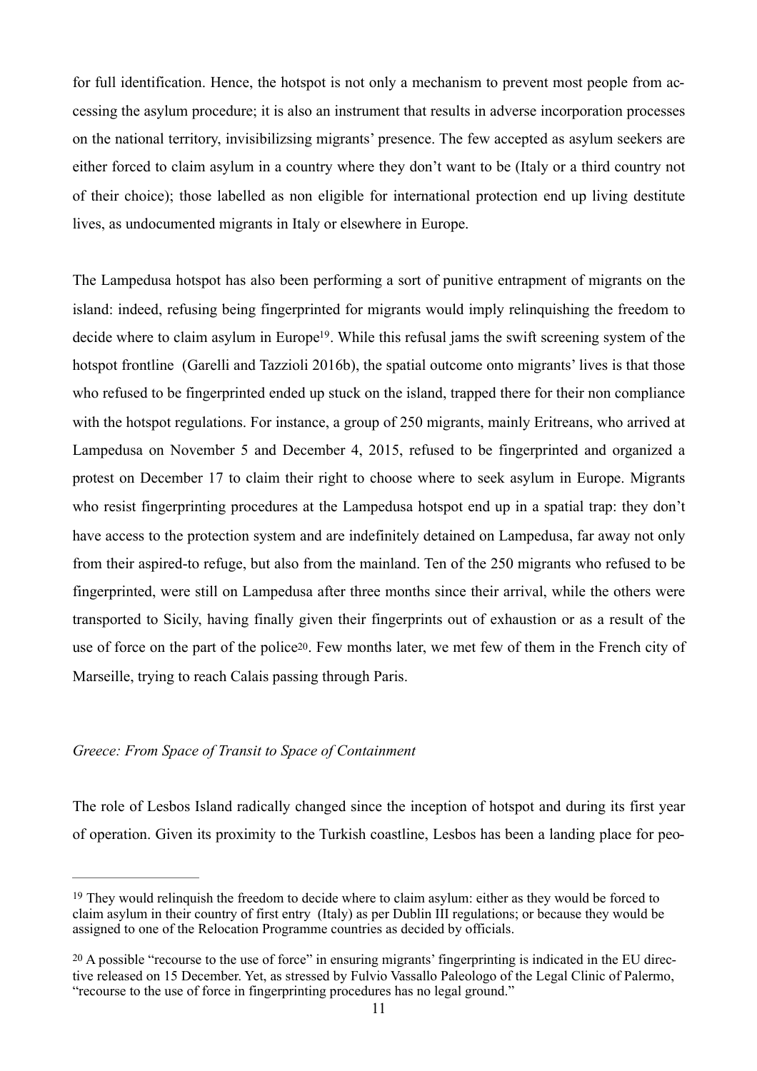for full identification. Hence, the hotspot is not only a mechanism to prevent most people from accessing the asylum procedure; it is also an instrument that results in adverse incorporation processes on the national territory, invisibilizsing migrants' presence. The few accepted as asylum seekers are either forced to claim asylum in a country where they don't want to be (Italy or a third country not of their choice); those labelled as non eligible for international protection end up living destitute lives, as undocumented migrants in Italy or elsewhere in Europe.

The Lampedusa hotspot has also been performing a sort of punitive entrapment of migrants on the island: indeed, refusing being fingerprinted for migrants would imply relinquishing the freedom to decide where to claim asylum in Europe[19]. While this refusal jams the swift screening system of the hotspot frontline (Garelli and Tazzioli 2016b), the spatial outcome onto migrants' lives is that those who refused to be fingerprinted ended up stuck on the island, trapped there for their non compliance with the hotspot regulations. For instance, a group of 250 migrants, mainly Eritreans, who arrived at Lampedusa on November 5 and December 4, 2015, refused to be fingerprinted and organized a protest on December 17 to claim their right to choose where to seek asylum in Europe. Migrants who resist fingerprinting procedures at the Lampedusa hotspot end up in a spatial trap: they don't have access to the protection system and are indefinitely detained on Lampedusa, far away not only from their aspired-to refuge, but also from the mainland. Ten of the 250 migrants who refused to be fingerprinted, were still on Lampedusa after three months since their arrival, while the others were transported to Sicily, having finally given their fingerprints out of exhaustion or as a result of the use of force on the part of the police[20]. Few months later, we met few of them in the French city of Marseille, trying to reach Calais passing through Paris.

*Greece: From Space of Transit to Space of Containment*

The role of Lesbos Island radically changed since the inception of hotspot and during its first year of operation. Given its proximity to the Turkish coastline, Lesbos has been a landing place for peo-

---

[19] They would relinquish the freedom to decide where to claim asylum: either as they would be forced to claim asylum in their country of first entry (Italy) as per Dublin III regulations; or because they would be assigned to one of the Relocation Programme countries as decided by officials.

[20] A possible "recourse to the use of force" in ensuring migrants' fingerprinting is indicated in the EU directive released on 15 December. Yet, as stressed by Fulvio Vassallo Paleologo of the Legal Clinic of Palermo, "recourse to the use of force in fingerprinting procedures has no legal ground."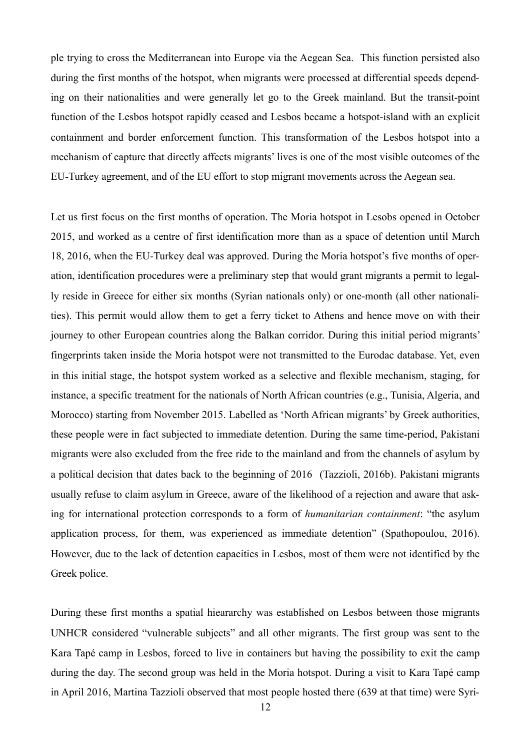ple trying to cross the Mediterranean into Europe via the Aegean Sea. This function persisted also during the first months of the hotspot, when migrants were processed at differential speeds depending on their nationalities and were generally let go to the Greek mainland. But the transit-point function of the Lesbos hotspot rapidly ceased and Lesbos became a hotspot-island with an explicit containment and border enforcement function. This transformation of the Lesbos hotspot into a mechanism of capture that directly affects migrants' lives is one of the most visible outcomes of the EU-Turkey agreement, and of the EU effort to stop migrant movements across the Aegean sea.

Let us first focus on the first months of operation. The Moria hotspot in Lesobs opened in October 2015, and worked as a centre of first identification more than as a space of detention until March 18, 2016, when the EU-Turkey deal was approved. During the Moria hotspot's five months of operation, identification procedures were a preliminary step that would grant migrants a permit to legally reside in Greece for either six months (Syrian nationals only) or one-month (all other nationalities). This permit would allow them to get a ferry ticket to Athens and hence move on with their journey to other European countries along the Balkan corridor. During this initial period migrants' fingerprints taken inside the Moria hotspot were not transmitted to the Eurodac database. Yet, even in this initial stage, the hotspot system worked as a selective and flexible mechanism, staging, for instance, a specific treatment for the nationals of North African countries (e.g., Tunisia, Algeria, and Morocco) starting from November 2015. Labelled as 'North African migrants' by Greek authorities, these people were in fact subjected to immediate detention. During the same time-period, Pakistani migrants were also excluded from the free ride to the mainland and from the channels of asylum by a political decision that dates back to the beginning of 2016 (Tazzioli, 2016b). Pakistani migrants usually refuse to claim asylum in Greece, aware of the likelihood of a rejection and aware that asking for international protection corresponds to a form of *humanitarian containment*: "the asylum application process, for them, was experienced as immediate detention" (Spathopoulou, 2016). However, due to the lack of detention capacities in Lesbos, most of them were not identified by the Greek police.

During these first months a spatial hieararchy was established on Lesbos between those migrants UNHCR considered "vulnerable subjects" and all other migrants. The first group was sent to the Kara Tapé camp in Lesbos, forced to live in containers but having the possibility to exit the camp during the day. The second group was held in the Moria hotspot. During a visit to Kara Tapé camp in April 2016, Martina Tazzioli observed that most people hosted there (639 at that time) were Syri-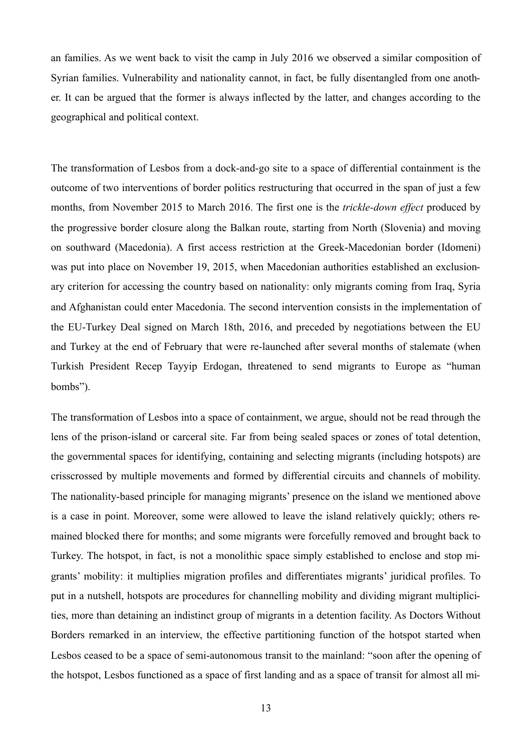an families. As we went back to visit the camp in July 2016 we observed a similar composition of Syrian families. Vulnerability and nationality cannot, in fact, be fully disentangled from one another. It can be argued that the former is always inflected by the latter, and changes according to the geographical and political context.

The transformation of Lesbos from a dock-and-go site to a space of differential containment is the outcome of two interventions of border politics restructuring that occurred in the span of just a few months, from November 2015 to March 2016. The first one is the *trickle-down effect* produced by the progressive border closure along the Balkan route, starting from North (Slovenia) and moving on southward (Macedonia). A first access restriction at the Greek-Macedonian border (Idomeni) was put into place on November 19, 2015, when Macedonian authorities established an exclusionary criterion for accessing the country based on nationality: only migrants coming from Iraq, Syria and Afghanistan could enter Macedonia. The second intervention consists in the implementation of the EU-Turkey Deal signed on March 18th, 2016, and preceded by negotiations between the EU and Turkey at the end of February that were re-launched after several months of stalemate (when Turkish President Recep Tayyip Erdogan, threatened to send migrants to Europe as "human bombs").

The transformation of Lesbos into a space of containment, we argue, should not be read through the lens of the prison-island or carceral site. Far from being sealed spaces or zones of total detention, the governmental spaces for identifying, containing and selecting migrants (including hotspots) are crisscrossed by multiple movements and formed by differential circuits and channels of mobility. The nationality-based principle for managing migrants' presence on the island we mentioned above is a case in point. Moreover, some were allowed to leave the island relatively quickly; others remained blocked there for months; and some migrants were forcefully removed and brought back to Turkey. The hotspot, in fact, is not a monolithic space simply established to enclose and stop migrants' mobility: it multiplies migration profiles and differentiates migrants' juridical profiles. To put in a nutshell, hotspots are procedures for channelling mobility and dividing migrant multiplicities, more than detaining an indistinct group of migrants in a detention facility. As Doctors Without Borders remarked in an interview, the effective partitioning function of the hotspot started when Lesbos ceased to be a space of semi-autonomous transit to the mainland: "soon after the opening of the hotspot, Lesbos functioned as a space of first landing and as a space of transit for almost all mi-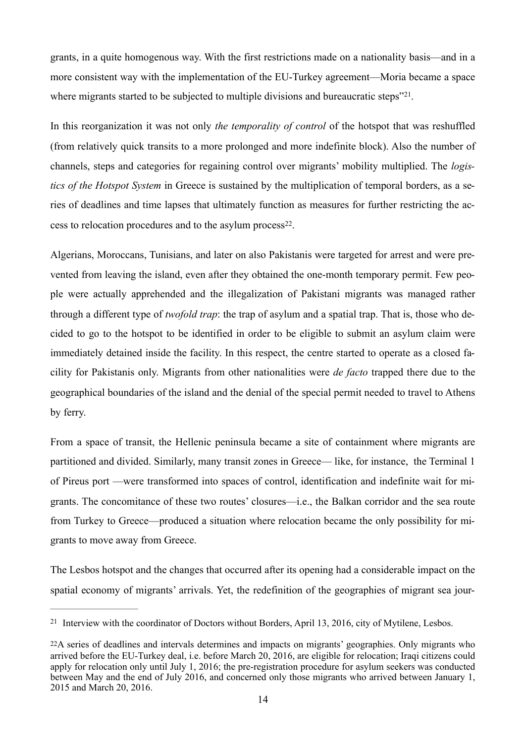grants, in a quite homogenous way. With the first restrictions made on a nationality basis—and in a more consistent way with the implementation of the EU-Turkey agreement—Moria became a space where migrants started to be subjected to multiple divisions and bureaucratic steps"[21].

In this reorganization it was not only *the temporality of control* of the hotspot that was reshuffled (from relatively quick transits to a more prolonged and more indefinite block). Also the number of channels, steps and categories for regaining control over migrants' mobility multiplied. The *logistics of the Hotspot System* in Greece is sustained by the multiplication of temporal borders, as a series of deadlines and time lapses that ultimately function as measures for further restricting the access to relocation procedures and to the asylum process[22].

Algerians, Moroccans, Tunisians, and later on also Pakistanis were targeted for arrest and were prevented from leaving the island, even after they obtained the one-month temporary permit. Few people were actually apprehended and the illegalization of Pakistani migrants was managed rather through a different type of *twofold trap*: the trap of asylum and a spatial trap. That is, those who decided to go to the hotspot to be identified in order to be eligible to submit an asylum claim were immediately detained inside the facility. In this respect, the centre started to operate as a closed facility for Pakistanis only. Migrants from other nationalities were *de facto* trapped there due to the geographical boundaries of the island and the denial of the special permit needed to travel to Athens by ferry.

From a space of transit, the Hellenic peninsula became a site of containment where migrants are partitioned and divided. Similarly, many transit zones in Greece— like, for instance, the Terminal 1 of Pireus port —were transformed into spaces of control, identification and indefinite wait for migrants. The concomitance of these two routes' closures—i.e., the Balkan corridor and the sea route from Turkey to Greece—produced a situation where relocation became the only possibility for migrants to move away from Greece.

The Lesbos hotspot and the changes that occurred after its opening had a considerable impact on the spatial economy of migrants' arrivals. Yet, the redefinition of the geographies of migrant sea jour-

---

[21] Interview with the coordinator of Doctors without Borders, April 13, 2016, city of Mytilene, Lesbos.

[22] A series of deadlines and intervals determines and impacts on migrants' geographies. Only migrants who arrived before the EU-Turkey deal, i.e. before March 20, 2016, are eligible for relocation; Iraqi citizens could apply for relocation only until July 1, 2016; the pre-registration procedure for asylum seekers was conducted between May and the end of July 2016, and concerned only those migrants who arrived between January 1, 2015 and March 20, 2016.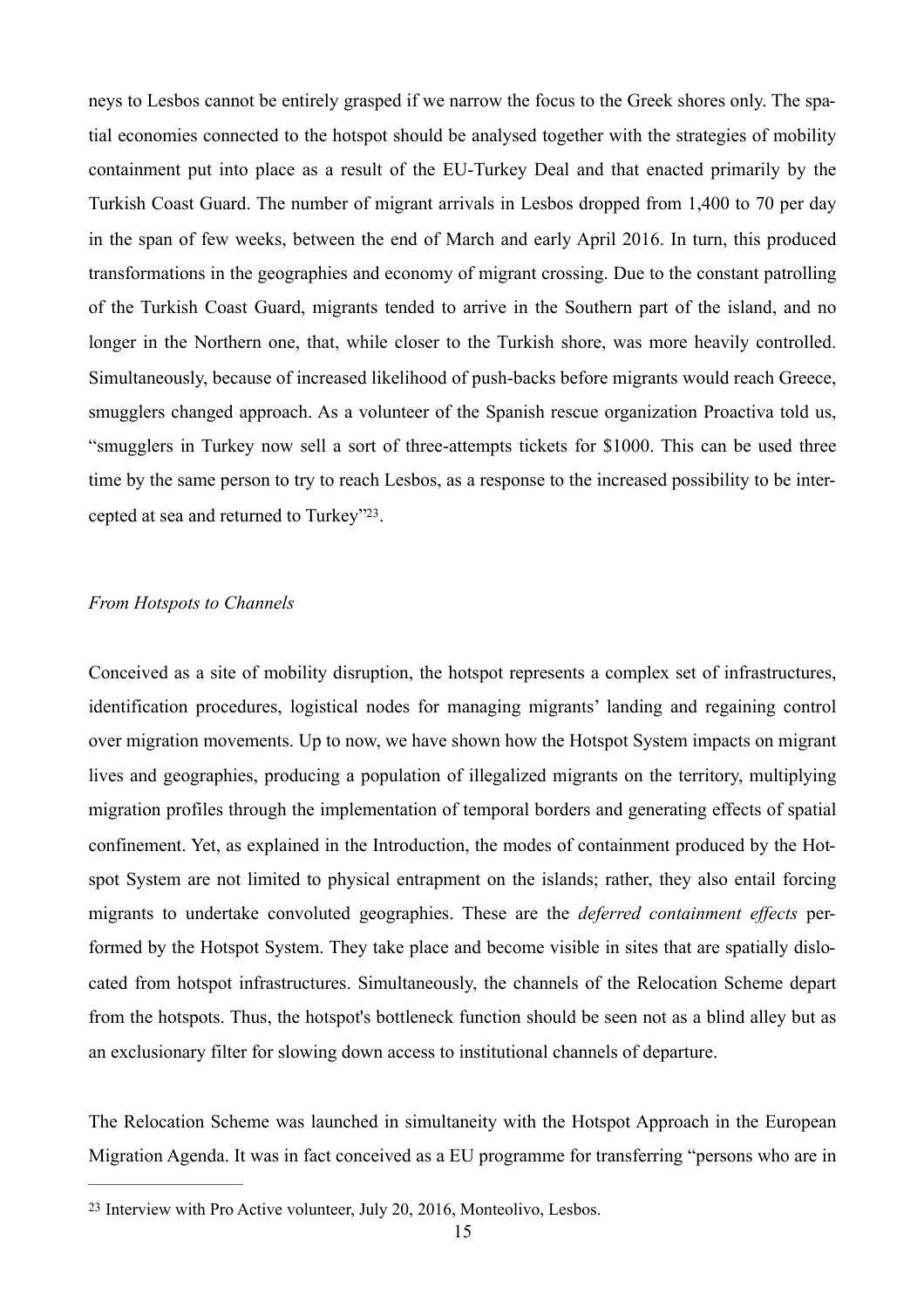neys to Lesbos cannot be entirely grasped if we narrow the focus to the Greek shores only. The spatial economies connected to the hotspot should be analysed together with the strategies of mobility containment put into place as a result of the EU-Turkey Deal and that enacted primarily by the Turkish Coast Guard. The number of migrant arrivals in Lesbos dropped from 1,400 to 70 per day in the span of few weeks, between the end of March and early April 2016. In turn, this produced transformations in the geographies and economy of migrant crossing. Due to the constant patrolling of the Turkish Coast Guard, migrants tended to arrive in the Southern part of the island, and no longer in the Northern one, that, while closer to the Turkish shore, was more heavily controlled. Simultaneously, because of increased likelihood of push-backs before migrants would reach Greece, smugglers changed approach. As a volunteer of the Spanish rescue organization Proactiva told us, "smugglers in Turkey now sell a sort of three-attempts tickets for $1000. This can be used three time by the same person to try to reach Lesbos, as a response to the increased possibility to be intercepted at sea and returned to Turkey"[23].

*From Hotspots to Channels*

Conceived as a site of mobility disruption, the hotspot represents a complex set of infrastructures, identification procedures, logistical nodes for managing migrants' landing and regaining control over migration movements. Up to now, we have shown how the Hotspot System impacts on migrant lives and geographies, producing a population of illegalized migrants on the territory, multiplying migration profiles through the implementation of temporal borders and generating effects of spatial confinement. Yet, as explained in the Introduction, the modes of containment produced by the Hotspot System are not limited to physical entrapment on the islands; rather, they also entail forcing migrants to undertake convoluted geographies. These are the *deferred containment effects* performed by the Hotspot System. They take place and become visible in sites that are spatially dislocated from hotspot infrastructures. Simultaneously, the channels of the Relocation Scheme depart from the hotspots. Thus, the hotspot's bottleneck function should be seen not as a blind alley but as an exclusionary filter for slowing down access to institutional channels of departure.

The Relocation Scheme was launched in simultaneity with the Hotspot Approach in the European Migration Agenda. It was in fact conceived as a EU programme for transferring "persons who are in

---

[23] Interview with Pro Active volunteer, July 20, 2016, Monteolivo, Lesbos.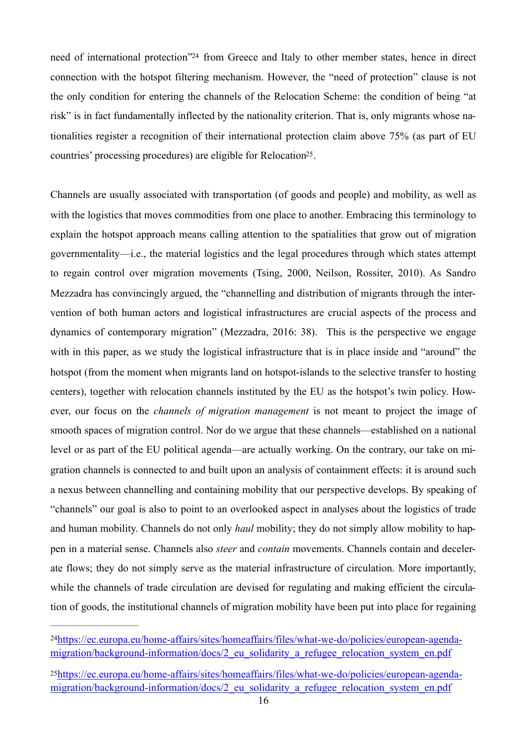need of international protection"[24] from Greece and Italy to other member states, hence in direct connection with the hotspot filtering mechanism. However, the "need of protection" clause is not the only condition for entering the channels of the Relocation Scheme: the condition of being "at risk" is in fact fundamentally inflected by the nationality criterion. That is, only migrants whose nationalities register a recognition of their international protection claim above 75% (as part of EU countries' processing procedures) are eligible for Relocation[25].

Channels are usually associated with transportation (of goods and people) and mobility, as well as with the logistics that moves commodities from one place to another. Embracing this terminology to explain the hotspot approach means calling attention to the spatialities that grow out of migration governmentality—i.e., the material logistics and the legal procedures through which states attempt to regain control over migration movements (Tsing, 2000, Neilson, Rossiter, 2010). As Sandro Mezzadra has convincingly argued, the "channelling and distribution of migrants through the intervention of both human actors and logistical infrastructures are crucial aspects of the process and dynamics of contemporary migration" (Mezzadra, 2016: 38). This is the perspective we engage with in this paper, as we study the logistical infrastructure that is in place inside and "around" the hotspot (from the moment when migrants land on hotspot-islands to the selective transfer to hosting centers), together with relocation channels instituted by the EU as the hotspot's twin policy. However, our focus on the *channels of migration management* is not meant to project the image of smooth spaces of migration control. Nor do we argue that these channels—established on a national level or as part of the EU political agenda—are actually working. On the contrary, our take on migration channels is connected to and built upon an analysis of containment effects: it is around such a nexus between channelling and containing mobility that our perspective develops. By speaking of "channels" our goal is also to point to an overlooked aspect in analyses about the logistics of trade and human mobility. Channels do not only *haul* mobility; they do not simply allow mobility to happen in a material sense. Channels also *steer* and *contain* movements. Channels contain and decelerate flows; they do not simply serve as the material infrastructure of circulation. More importantly, while the channels of trade circulation are devised for regulating and making efficient the circulation of goods, the institutional channels of migration mobility have been put into place for regaining

---

[24] https://ec.europa.eu/home-affairs/sites/homeaffairs/files/what-we-do/policies/european-agenda-migration/background-information/docs/2_eu_solidarity_a_refugee_relocation_system_en.pdf

[25] https://ec.europa.eu/home-affairs/sites/homeaffairs/files/what-we-do/policies/european-agenda-migration/background-information/docs/2_eu_solidarity_a_refugee_relocation_system_en.pdf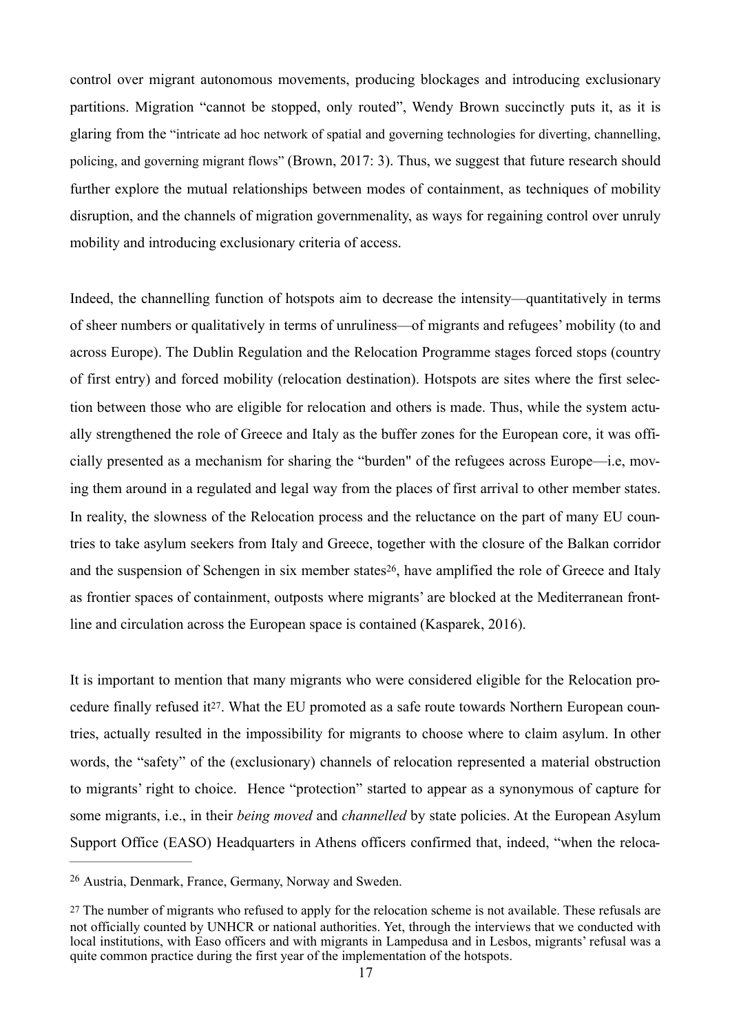control over migrant autonomous movements, producing blockages and introducing exclusionary partitions. Migration "cannot be stopped, only routed", Wendy Brown succinctly puts it, as it is glaring from the "intricate ad hoc network of spatial and governing technologies for diverting, channelling, policing, and governing migrant flows" (Brown, 2017: 3). Thus, we suggest that future research should further explore the mutual relationships between modes of containment, as techniques of mobility disruption, and the channels of migration governmenality, as ways for regaining control over unruly mobility and introducing exclusionary criteria of access.

Indeed, the channelling function of hotspots aim to decrease the intensity—quantitatively in terms of sheer numbers or qualitatively in terms of unruliness—of migrants and refugees' mobility (to and across Europe). The Dublin Regulation and the Relocation Programme stages forced stops (country of first entry) and forced mobility (relocation destination). Hotspots are sites where the first selection between those who are eligible for relocation and others is made. Thus, while the system actually strengthened the role of Greece and Italy as the buffer zones for the European core, it was officially presented as a mechanism for sharing the "burden" of the refugees across Europe—i.e, moving them around in a regulated and legal way from the places of first arrival to other member states. In reality, the slowness of the Relocation process and the reluctance on the part of many EU countries to take asylum seekers from Italy and Greece, together with the closure of the Balkan corridor and the suspension of Schengen in six member states[26], have amplified the role of Greece and Italy as frontier spaces of containment, outposts where migrants' are blocked at the Mediterranean frontline and circulation across the European space is contained (Kasparek, 2016).

It is important to mention that many migrants who were considered eligible for the Relocation procedure finally refused it[27]. What the EU promoted as a safe route towards Northern European countries, actually resulted in the impossibility for migrants to choose where to claim asylum. In other words, the "safety" of the (exclusionary) channels of relocation represented a material obstruction to migrants' right to choice. Hence "protection" started to appear as a synonymous of capture for some migrants, i.e., in their *being moved* and *channelled* by state policies. At the European Asylum Support Office (EASO) Headquarters in Athens officers confirmed that, indeed, "when the reloca-

[26] Austria, Denmark, France, Germany, Norway and Sweden.

[27] The number of migrants who refused to apply for the relocation scheme is not available. These refusals are not officially counted by UNHCR or national authorities. Yet, through the interviews that we conducted with local institutions, with Easo officers and with migrants in Lampedusa and in Lesbos, migrants' refusal was a quite common practice during the first year of the implementation of the hotspots.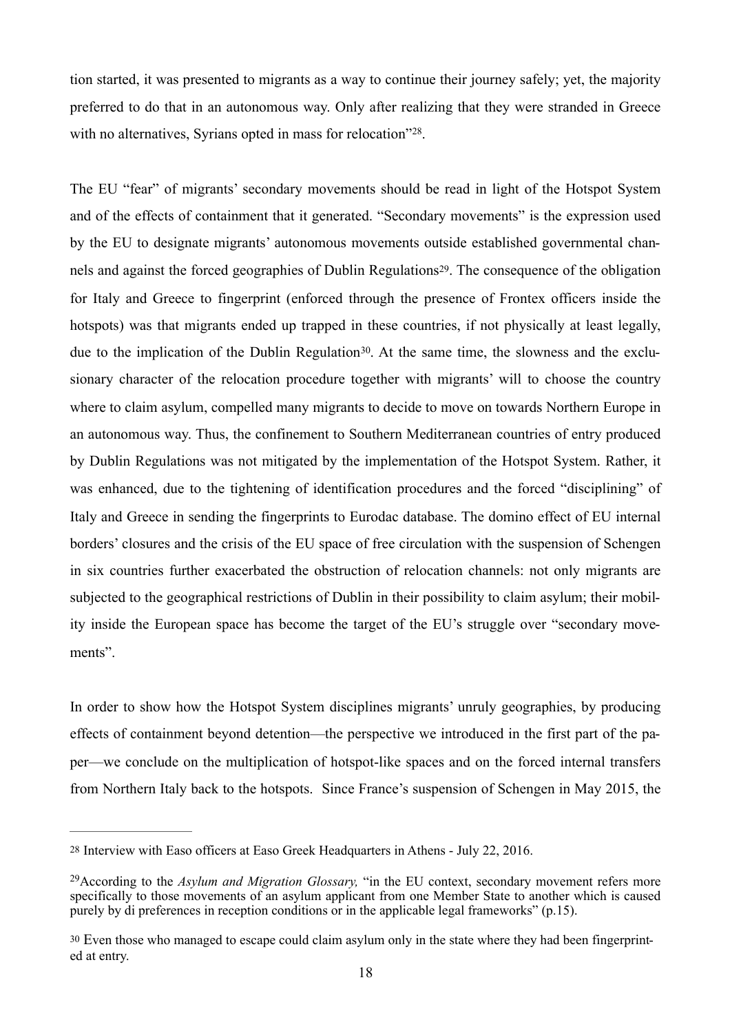tion started, it was presented to migrants as a way to continue their journey safely; yet, the majority preferred to do that in an autonomous way. Only after realizing that they were stranded in Greece with no alternatives, Syrians opted in mass for relocation"[28].

The EU "fear" of migrants' secondary movements should be read in light of the Hotspot System and of the effects of containment that it generated. "Secondary movements" is the expression used by the EU to designate migrants' autonomous movements outside established governmental channels and against the forced geographies of Dublin Regulations[29]. The consequence of the obligation for Italy and Greece to fingerprint (enforced through the presence of Frontex officers inside the hotspots) was that migrants ended up trapped in these countries, if not physically at least legally, due to the implication of the Dublin Regulation[30]. At the same time, the slowness and the exclusionary character of the relocation procedure together with migrants' will to choose the country where to claim asylum, compelled many migrants to decide to move on towards Northern Europe in an autonomous way. Thus, the confinement to Southern Mediterranean countries of entry produced by Dublin Regulations was not mitigated by the implementation of the Hotspot System. Rather, it was enhanced, due to the tightening of identification procedures and the forced "disciplining" of Italy and Greece in sending the fingerprints to Eurodac database. The domino effect of EU internal borders' closures and the crisis of the EU space of free circulation with the suspension of Schengen in six countries further exacerbated the obstruction of relocation channels: not only migrants are subjected to the geographical restrictions of Dublin in their possibility to claim asylum; their mobility inside the European space has become the target of the EU's struggle over "secondary movements".

In order to show how the Hotspot System disciplines migrants' unruly geographies, by producing effects of containment beyond detention—the perspective we introduced in the first part of the paper—we conclude on the multiplication of hotspot-like spaces and on the forced internal transfers from Northern Italy back to the hotspots. Since France's suspension of Schengen in May 2015, the

---

[28] Interview with Easo officers at Easo Greek Headquarters in Athens - July 22, 2016.

[29] According to the *Asylum and Migration Glossary,* "in the EU context, secondary movement refers more specifically to those movements of an asylum applicant from one Member State to another which is caused purely by di preferences in reception conditions or in the applicable legal frameworks" (p.15).

[30] Even those who managed to escape could claim asylum only in the state where they had been fingerprinted at entry.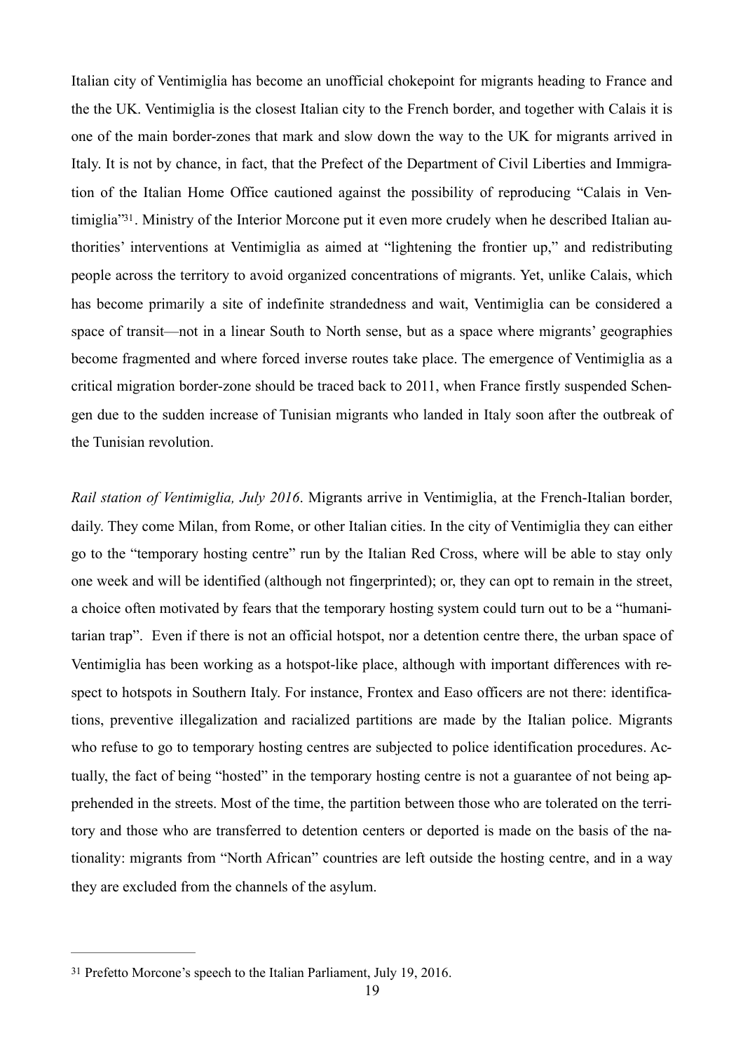Italian city of Ventimiglia has become an unofficial chokepoint for migrants heading to France and the the UK. Ventimiglia is the closest Italian city to the French border, and together with Calais it is one of the main border-zones that mark and slow down the way to the UK for migrants arrived in Italy. It is not by chance, in fact, that the Prefect of the Department of Civil Liberties and Immigration of the Italian Home Office cautioned against the possibility of reproducing "Calais in Ventimiglia"[31]. Ministry of the Interior Morcone put it even more crudely when he described Italian authorities' interventions at Ventimiglia as aimed at "lightening the frontier up," and redistributing people across the territory to avoid organized concentrations of migrants. Yet, unlike Calais, which has become primarily a site of indefinite strandedness and wait, Ventimiglia can be considered a space of transit—not in a linear South to North sense, but as a space where migrants' geographies become fragmented and where forced inverse routes take place. The emergence of Ventimiglia as a critical migration border-zone should be traced back to 2011, when France firstly suspended Schengen due to the sudden increase of Tunisian migrants who landed in Italy soon after the outbreak of the Tunisian revolution.

*Rail station of Ventimiglia, July 2016*. Migrants arrive in Ventimiglia, at the French-Italian border, daily. They come Milan, from Rome, or other Italian cities. In the city of Ventimiglia they can either go to the "temporary hosting centre" run by the Italian Red Cross, where will be able to stay only one week and will be identified (although not fingerprinted); or, they can opt to remain in the street, a choice often motivated by fears that the temporary hosting system could turn out to be a "humanitarian trap". Even if there is not an official hotspot, nor a detention centre there, the urban space of Ventimiglia has been working as a hotspot-like place, although with important differences with respect to hotspots in Southern Italy. For instance, Frontex and Easo officers are not there: identifications, preventive illegalization and racialized partitions are made by the Italian police. Migrants who refuse to go to temporary hosting centres are subjected to police identification procedures. Actually, the fact of being "hosted" in the temporary hosting centre is not a guarantee of not being apprehended in the streets. Most of the time, the partition between those who are tolerated on the territory and those who are transferred to detention centers or deported is made on the basis of the nationality: migrants from "North African" countries are left outside the hosting centre, and in a way they are excluded from the channels of the asylum.

[31] Prefetto Morcone's speech to the Italian Parliament, July 19, 2016.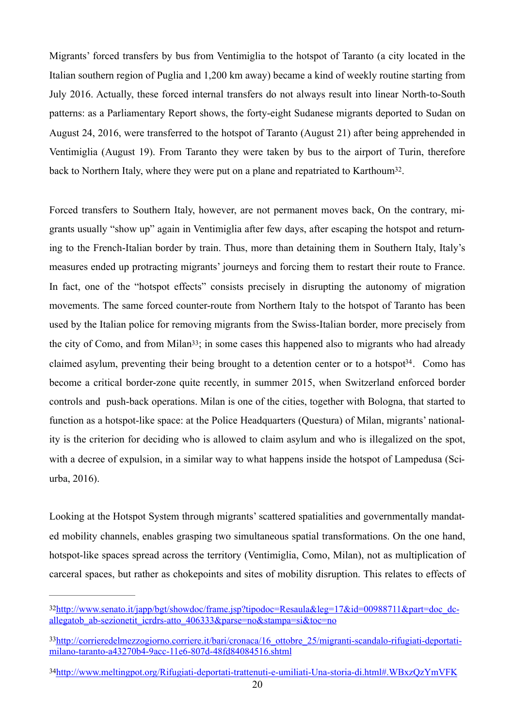Migrants' forced transfers by bus from Ventimiglia to the hotspot of Taranto (a city located in the Italian southern region of Puglia and 1,200 km away) became a kind of weekly routine starting from July 2016. Actually, these forced internal transfers do not always result into linear North-to-South patterns: as a Parliamentary Report shows, the forty-eight Sudanese migrants deported to Sudan on August 24, 2016, were transferred to the hotspot of Taranto (August 21) after being apprehended in Ventimiglia (August 19). From Taranto they were taken by bus to the airport of Turin, therefore back to Northern Italy, where they were put on a plane and repatriated to Karthoum[32].

Forced transfers to Southern Italy, however, are not permanent moves back, On the contrary, migrants usually "show up" again in Ventimiglia after few days, after escaping the hotspot and returning to the French-Italian border by train. Thus, more than detaining them in Southern Italy, Italy's measures ended up protracting migrants' journeys and forcing them to restart their route to France. In fact, one of the "hotspot effects" consists precisely in disrupting the autonomy of migration movements. The same forced counter-route from Northern Italy to the hotspot of Taranto has been used by the Italian police for removing migrants from the Swiss-Italian border, more precisely from the city of Como, and from Milan[33]; in some cases this happened also to migrants who had already claimed asylum, preventing their being brought to a detention center or to a hotspot[34]. Como has become a critical border-zone quite recently, in summer 2015, when Switzerland enforced border controls and push-back operations. Milan is one of the cities, together with Bologna, that started to function as a hotspot-like space: at the Police Headquarters (Questura) of Milan, migrants' nationality is the criterion for deciding who is allowed to claim asylum and who is illegalized on the spot, with a decree of expulsion, in a similar way to what happens inside the hotspot of Lampedusa (Sciurba, 2016).

Looking at the Hotspot System through migrants' scattered spatialities and governmentally mandated mobility channels, enables grasping two simultaneous spatial transformations. On the one hand, hotspot-like spaces spread across the territory (Ventimiglia, Como, Milan), not as multiplication of carceral spaces, but rather as chokepoints and sites of mobility disruption. This relates to effects of

---

[32] http://www.senato.it/japp/bgt/showdoc/frame.jsp?tipodoc=Resaula&leg=17&id=00988711&part=doc_dc-allegatob_ab-sezionetit_icrdrs-atto_406333&parse=no&stampa=si&toc=no

[33] http://corrieredelmezzogiorno.corriere.it/bari/cronaca/16_ottobre_25/migranti-scandalo-rifugiati-deportati-milano-taranto-a43270b4-9acc-11e6-807d-48fd84084516.shtml

[34] http://www.meltingpot.org/Rifugiati-deportati-trattenuti-e-umiliati-Una-storia-di.html#.WBxzQzYmVFK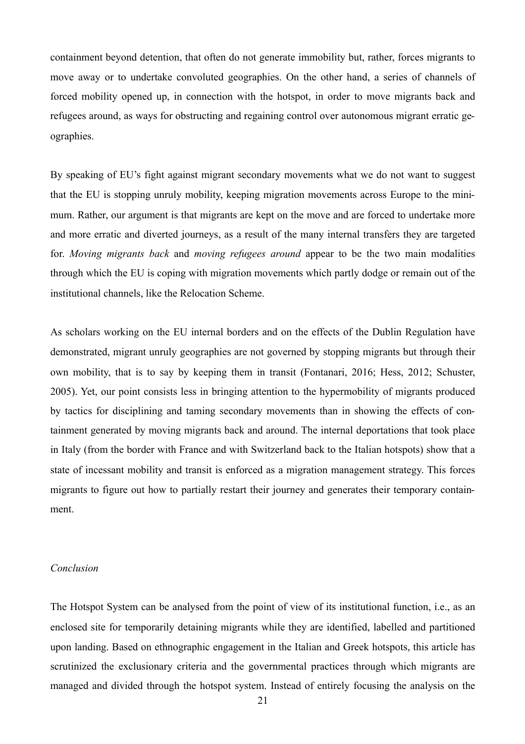containment beyond detention, that often do not generate immobility but, rather, forces migrants to move away or to undertake convoluted geographies. On the other hand, a series of channels of forced mobility opened up, in connection with the hotspot, in order to move migrants back and refugees around, as ways for obstructing and regaining control over autonomous migrant erratic geographies.

By speaking of EU's fight against migrant secondary movements what we do not want to suggest that the EU is stopping unruly mobility, keeping migration movements across Europe to the minimum. Rather, our argument is that migrants are kept on the move and are forced to undertake more and more erratic and diverted journeys, as a result of the many internal transfers they are targeted for. *Moving migrants back* and *moving refugees around* appear to be the two main modalities through which the EU is coping with migration movements which partly dodge or remain out of the institutional channels, like the Relocation Scheme.

As scholars working on the EU internal borders and on the effects of the Dublin Regulation have demonstrated, migrant unruly geographies are not governed by stopping migrants but through their own mobility, that is to say by keeping them in transit (Fontanari, 2016; Hess, 2012; Schuster, 2005). Yet, our point consists less in bringing attention to the hypermobility of migrants produced by tactics for disciplining and taming secondary movements than in showing the effects of containment generated by moving migrants back and around. The internal deportations that took place in Italy (from the border with France and with Switzerland back to the Italian hotspots) show that a state of incessant mobility and transit is enforced as a migration management strategy. This forces migrants to figure out how to partially restart their journey and generates their temporary containment.

## *Conclusion*

The Hotspot System can be analysed from the point of view of its institutional function, i.e., as an enclosed site for temporarily detaining migrants while they are identified, labelled and partitioned upon landing. Based on ethnographic engagement in the Italian and Greek hotspots, this article has scrutinized the exclusionary criteria and the governmental practices through which migrants are managed and divided through the hotspot system. Instead of entirely focusing the analysis on the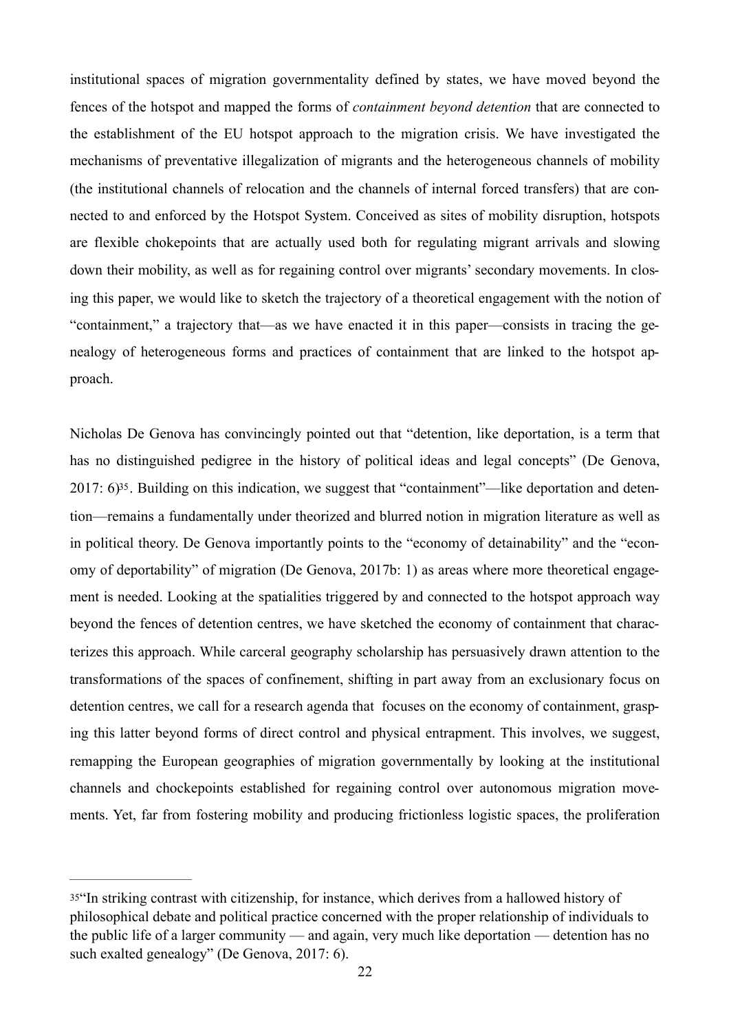institutional spaces of migration governmentality defined by states, we have moved beyond the fences of the hotspot and mapped the forms of *containment beyond detention* that are connected to the establishment of the EU hotspot approach to the migration crisis. We have investigated the mechanisms of preventative illegalization of migrants and the heterogeneous channels of mobility (the institutional channels of relocation and the channels of internal forced transfers) that are connected to and enforced by the Hotspot System. Conceived as sites of mobility disruption, hotspots are flexible chokepoints that are actually used both for regulating migrant arrivals and slowing down their mobility, as well as for regaining control over migrants' secondary movements. In closing this paper, we would like to sketch the trajectory of a theoretical engagement with the notion of "containment," a trajectory that—as we have enacted it in this paper—consists in tracing the genealogy of heterogeneous forms and practices of containment that are linked to the hotspot approach.

Nicholas De Genova has convincingly pointed out that "detention, like deportation, is a term that has no distinguished pedigree in the history of political ideas and legal concepts" (De Genova, 2017: 6)[35]. Building on this indication, we suggest that "containment"—like deportation and detention—remains a fundamentally under theorized and blurred notion in migration literature as well as in political theory. De Genova importantly points to the "economy of detainability" and the "economy of deportability" of migration (De Genova, 2017b: 1) as areas where more theoretical engagement is needed. Looking at the spatialities triggered by and connected to the hotspot approach way beyond the fences of detention centres, we have sketched the economy of containment that characterizes this approach. While carceral geography scholarship has persuasively drawn attention to the transformations of the spaces of confinement, shifting in part away from an exclusionary focus on detention centres, we call for a research agenda that focuses on the economy of containment, grasping this latter beyond forms of direct control and physical entrapment. This involves, we suggest, remapping the European geographies of migration governmentally by looking at the institutional channels and chockepoints established for regaining control over autonomous migration movements. Yet, far from fostering mobility and producing frictionless logistic spaces, the proliferation

---

[35]"In striking contrast with citizenship, for instance, which derives from a hallowed history of philosophical debate and political practice concerned with the proper relationship of individuals to the public life of a larger community — and again, very much like deportation — detention has no such exalted genealogy" (De Genova, 2017: 6).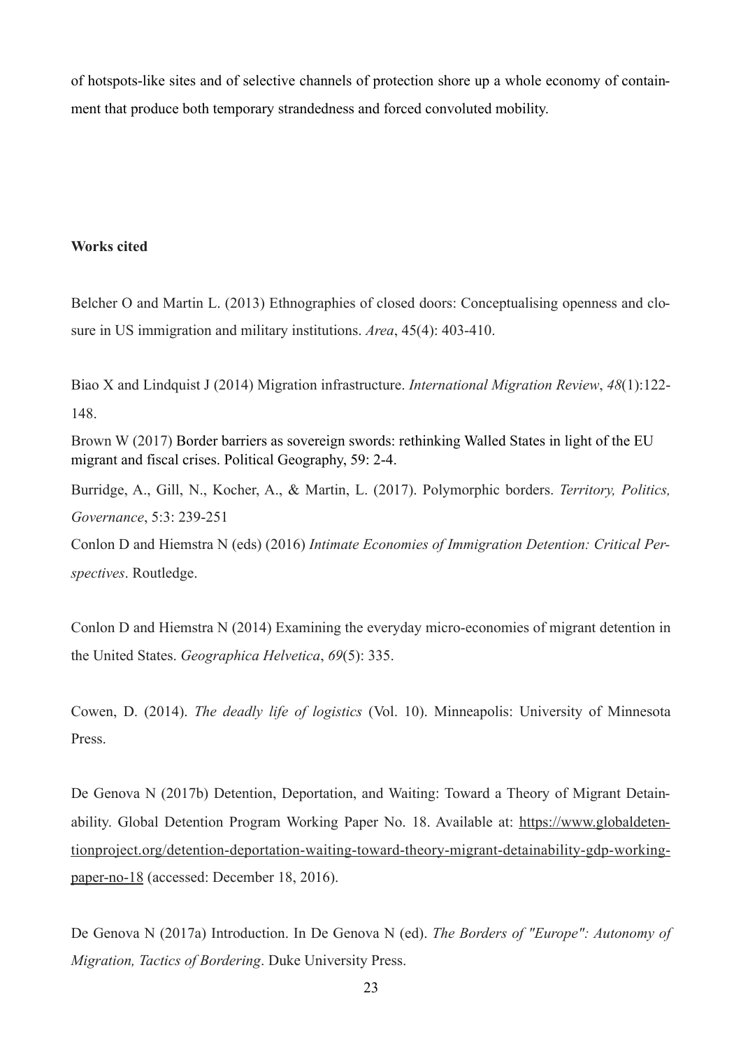of hotspots-like sites and of selective channels of protection shore up a whole economy of containment that produce both temporary strandedness and forced convoluted mobility.

**Works cited**

Belcher O and Martin L. (2013) Ethnographies of closed doors: Conceptualising openness and closure in US immigration and military institutions. *Area*, 45(4): 403-410.

Biao X and Lindquist J (2014) Migration infrastructure. *International Migration Review*, *48*(1):122-148.

Brown W (2017) Border barriers as sovereign swords: rethinking Walled States in light of the EU migrant and fiscal crises. Political Geography, 59: 2-4.

Burridge, A., Gill, N., Kocher, A., & Martin, L. (2017). Polymorphic borders. *Territory, Politics, Governance*, 5:3: 239-251

Conlon D and Hiemstra N (eds) (2016) *Intimate Economies of Immigration Detention: Critical Perspectives*. Routledge.

Conlon D and Hiemstra N (2014) Examining the everyday micro-economies of migrant detention in the United States. *Geographica Helvetica*, *69*(5): 335.

Cowen, D. (2014). *The deadly life of logistics* (Vol. 10). Minneapolis: University of Minnesota Press.

De Genova N (2017b) Detention, Deportation, and Waiting: Toward a Theory of Migrant Detainability. Global Detention Program Working Paper No. 18. Available at: https://www.globaldetentionproject.org/detention-deportation-waiting-toward-theory-migrant-detainability-gdp-working-paper-no-18 (accessed: December 18, 2016).

De Genova N (2017a) Introduction. In De Genova N (ed). *The Borders of "Europe": Autonomy of Migration, Tactics of Bordering*. Duke University Press.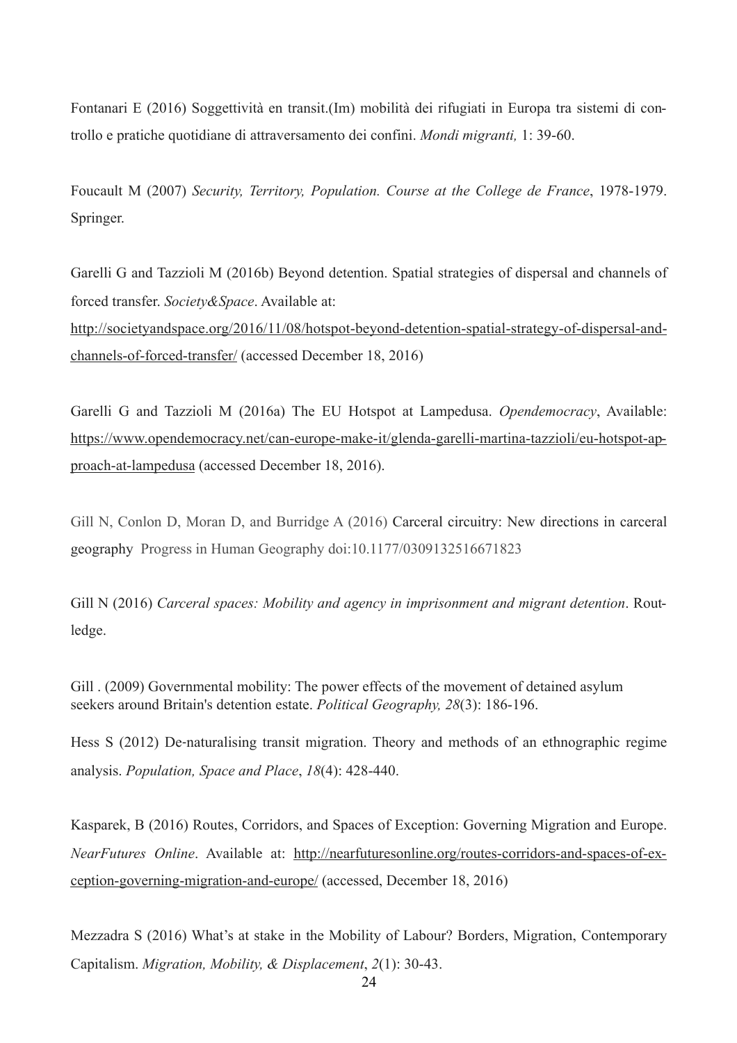Fontanari E (2016) Soggettività en transit.(Im) mobilità dei rifugiati in Europa tra sistemi di controllo e pratiche quotidiane di attraversamento dei confini. *Mondi migranti,* 1: 39-60.

Foucault M (2007) *Security, Territory, Population. Course at the College de France*, 1978-1979. Springer.

Garelli G and Tazzioli M (2016b) Beyond detention. Spatial strategies of dispersal and channels of forced transfer. *Society&Space*. Available at: http://societyandspace.org/2016/11/08/hotspot-beyond-detention-spatial-strategy-of-dispersal-and-channels-of-forced-transfer/ (accessed December 18, 2016)

Garelli G and Tazzioli M (2016a) The EU Hotspot at Lampedusa. *Opendemocracy*, Available: https://www.opendemocracy.net/can-europe-make-it/glenda-garelli-martina-tazzioli/eu-hotspot-approach-at-lampedusa (accessed December 18, 2016).

Gill N, Conlon D, Moran D, and Burridge A (2016) Carceral circuitry: New directions in carceral geography Progress in Human Geography doi:10.1177/0309132516671823

Gill N (2016) *Carceral spaces: Mobility and agency in imprisonment and migrant detention*. Routledge.

Gill . (2009) Governmental mobility: The power effects of the movement of detained asylum seekers around Britain's detention estate. *Political Geography, 28*(3): 186-196.

Hess S (2012) De-naturalising transit migration. Theory and methods of an ethnographic regime analysis. *Population, Space and Place*, *18*(4): 428-440.

Kasparek, B (2016) Routes, Corridors, and Spaces of Exception: Governing Migration and Europe. *NearFutures Online*. Available at: http://nearfuturesonline.org/routes-corridors-and-spaces-of-exception-governing-migration-and-europe/ (accessed, December 18, 2016)

Mezzadra S (2016) What's at stake in the Mobility of Labour? Borders, Migration, Contemporary Capitalism. *Migration, Mobility, & Displacement*, *2*(1): 30-43.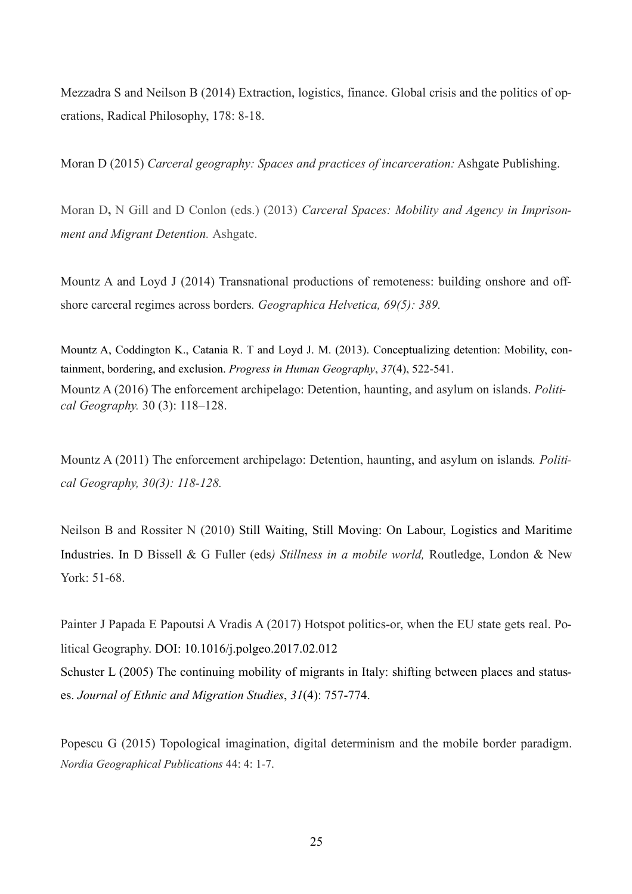Mezzadra S and Neilson B (2014) Extraction, logistics, finance. Global crisis and the politics of operations, Radical Philosophy, 178: 8-18.

Moran D (2015) *Carceral geography: Spaces and practices of incarceration:* Ashgate Publishing.

Moran D, N Gill and D Conlon (eds.) (2013) *Carceral Spaces: Mobility and Agency in Imprisonment and Migrant Detention.* Ashgate.

Mountz A and Loyd J (2014) Transnational productions of remoteness: building onshore and offshore carceral regimes across borders*. Geographica Helvetica, 69(5): 389.*

Mountz A, Coddington K., Catania R. T and Loyd J. M. (2013). Conceptualizing detention: Mobility, containment, bordering, and exclusion. *Progress in Human Geography*, *37*(4), 522-541.

Mountz A (2016) The enforcement archipelago: Detention, haunting, and asylum on islands. *Political Geography.* 30 (3): 118–128.

Mountz A (2011) The enforcement archipelago: Detention, haunting, and asylum on islands*. Political Geography, 30(3): 118-128.*

Neilson B and Rossiter N (2010) Still Waiting, Still Moving: On Labour, Logistics and Maritime Industries. In D Bissell & G Fuller (eds*) Stillness in a mobile world,* Routledge, London & New York: 51-68.

Painter J Papada E Papoutsi A Vradis A (2017) Hotspot politics-or, when the EU state gets real. Political Geography. DOI: 10.1016/j.polgeo.2017.02.012

Schuster L (2005) The continuing mobility of migrants in Italy: shifting between places and statuses. *Journal of Ethnic and Migration Studies*, *31*(4): 757-774.

Popescu G (2015) Topological imagination, digital determinism and the mobile border paradigm. *Nordia Geographical Publications* 44: 4: 1-7.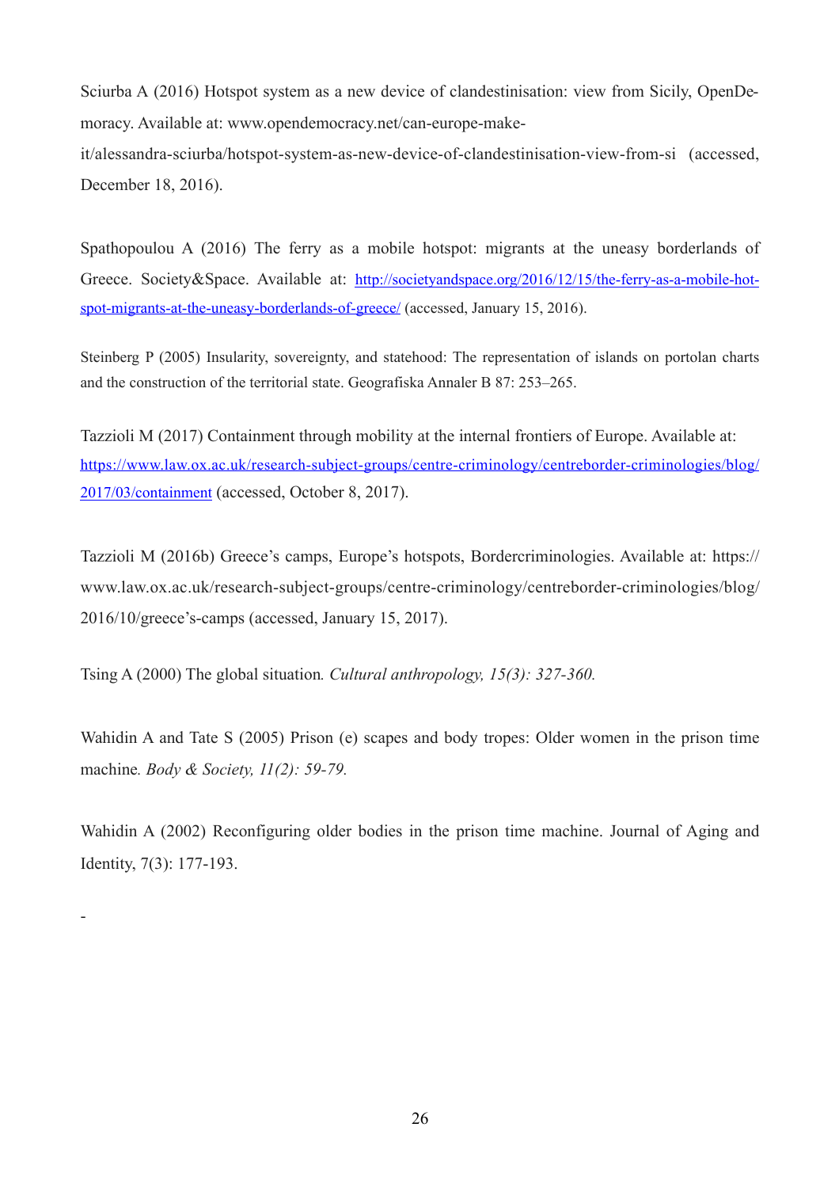Sciurba A (2016) Hotspot system as a new device of clandestinisation: view from Sicily, OpenDemocracy. Available at: www.opendemocracy.net/can-europe-make-it/alessandra-sciurba/hotspot-system-as-new-device-of-clandestinisation-view-from-si (accessed, December 18, 2016).

Spathopoulou A (2016) The ferry as a mobile hotspot: migrants at the uneasy borderlands of Greece. Society&Space. Available at: http://societyandspace.org/2016/12/15/the-ferry-as-a-mobile-hot-spot-migrants-at-the-uneasy-borderlands-of-greece/ (accessed, January 15, 2016).

Steinberg P (2005) Insularity, sovereignty, and statehood: The representation of islands on portolan charts and the construction of the territorial state. Geografiska Annaler B 87: 253–265.

Tazzioli M (2017) Containment through mobility at the internal frontiers of Europe. Available at: https://www.law.ox.ac.uk/research-subject-groups/centre-criminology/centreborder-criminologies/blog/2017/03/containment (accessed, October 8, 2017).

Tazzioli M (2016b) Greece's camps, Europe's hotspots, Bordercriminologies. Available at: https://www.law.ox.ac.uk/research-subject-groups/centre-criminology/centreborder-criminologies/blog/2016/10/greece's-camps (accessed, January 15, 2017).

Tsing A (2000) The global situation*. Cultural anthropology, 15(3): 327-360.*

Wahidin A and Tate S (2005) Prison (e) scapes and body tropes: Older women in the prison time machine*. Body & Society, 11(2): 59-79.*

Wahidin A (2002) Reconfiguring older bodies in the prison time machine. Journal of Aging and Identity, 7(3): 177-193.

-